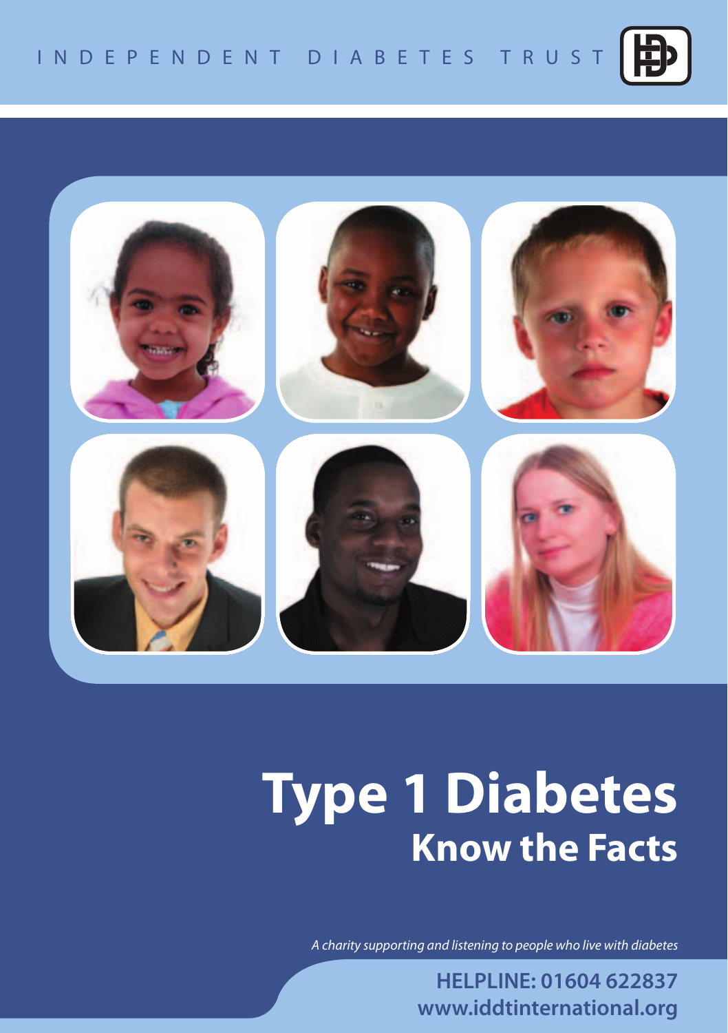INDEPENDENT DIABETES TRUST

# Type 1 Diabetes
## Know the Facts

*A charity supporting and listening to people who live with diabetes*

**HELPLINE: 01604 622837**
**www.iddtinternational.org**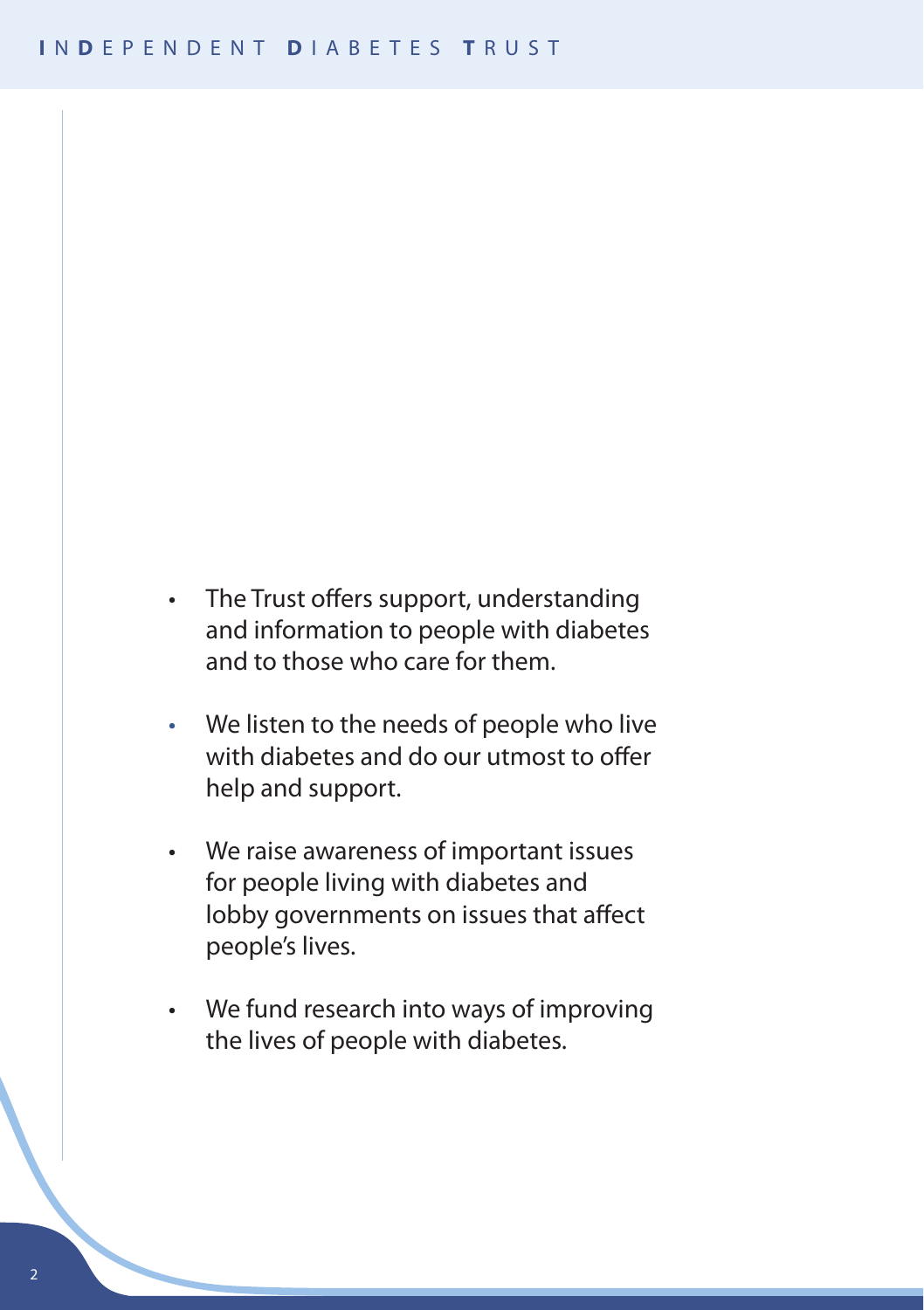- The Trust offers support, understanding and information to people with diabetes and to those who care for them.

- We listen to the needs of people who live with diabetes and do our utmost to offer help and support.

- We raise awareness of important issues for people living with diabetes and lobby governments on issues that affect people's lives.

- We fund research into ways of improving the lives of people with diabetes.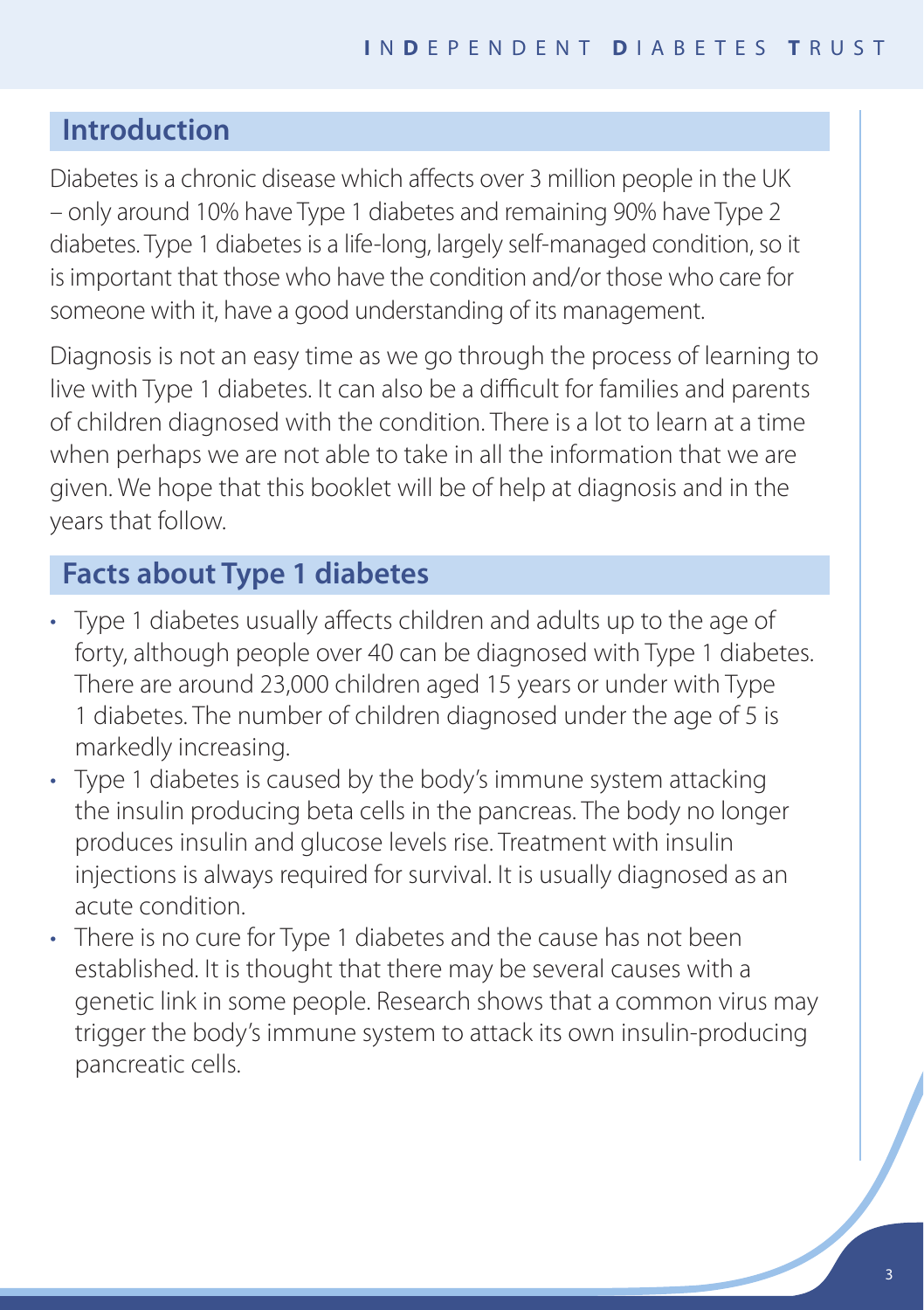## Introduction

Diabetes is a chronic disease which affects over 3 million people in the UK – only around 10% have Type 1 diabetes and remaining 90% have Type 2 diabetes. Type 1 diabetes is a life-long, largely self-managed condition, so it is important that those who have the condition and/or those who care for someone with it, have a good understanding of its management.

Diagnosis is not an easy time as we go through the process of learning to live with Type 1 diabetes. It can also be a difficult for families and parents of children diagnosed with the condition. There is a lot to learn at a time when perhaps we are not able to take in all the information that we are given. We hope that this booklet will be of help at diagnosis and in the years that follow.

## Facts about Type 1 diabetes

- Type 1 diabetes usually affects children and adults up to the age of forty, although people over 40 can be diagnosed with Type 1 diabetes. There are around 23,000 children aged 15 years or under with Type 1 diabetes. The number of children diagnosed under the age of 5 is markedly increasing.
- Type 1 diabetes is caused by the body's immune system attacking the insulin producing beta cells in the pancreas. The body no longer produces insulin and glucose levels rise. Treatment with insulin injections is always required for survival. It is usually diagnosed as an acute condition.
- There is no cure for Type 1 diabetes and the cause has not been established. It is thought that there may be several causes with a genetic link in some people. Research shows that a common virus may trigger the body's immune system to attack its own insulin-producing pancreatic cells.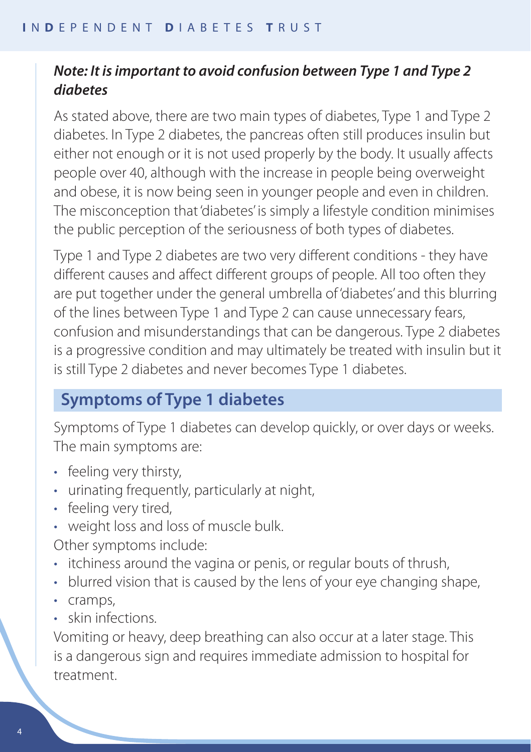***Note: It is important to avoid confusion between Type 1 and Type 2 diabetes***

As stated above, there are two main types of diabetes, Type 1 and Type 2 diabetes. In Type 2 diabetes, the pancreas often still produces insulin but either not enough or it is not used properly by the body. It usually affects people over 40, although with the increase in people being overweight and obese, it is now being seen in younger people and even in children. The misconception that 'diabetes' is simply a lifestyle condition minimises the public perception of the seriousness of both types of diabetes.

Type 1 and Type 2 diabetes are two very different conditions - they have different causes and affect different groups of people. All too often they are put together under the general umbrella of 'diabetes' and this blurring of the lines between Type 1 and Type 2 can cause unnecessary fears, confusion and misunderstandings that can be dangerous. Type 2 diabetes is a progressive condition and may ultimately be treated with insulin but it is still Type 2 diabetes and never becomes Type 1 diabetes.

## Symptoms of Type 1 diabetes

Symptoms of Type 1 diabetes can develop quickly, or over days or weeks. The main symptoms are:

- feeling very thirsty,
- urinating frequently, particularly at night,
- feeling very tired,
- weight loss and loss of muscle bulk.

Other symptoms include:

- itchiness around the vagina or penis, or regular bouts of thrush,
- blurred vision that is caused by the lens of your eye changing shape,
- cramps,
- skin infections.

Vomiting or heavy, deep breathing can also occur at a later stage. This is a dangerous sign and requires immediate admission to hospital for treatment.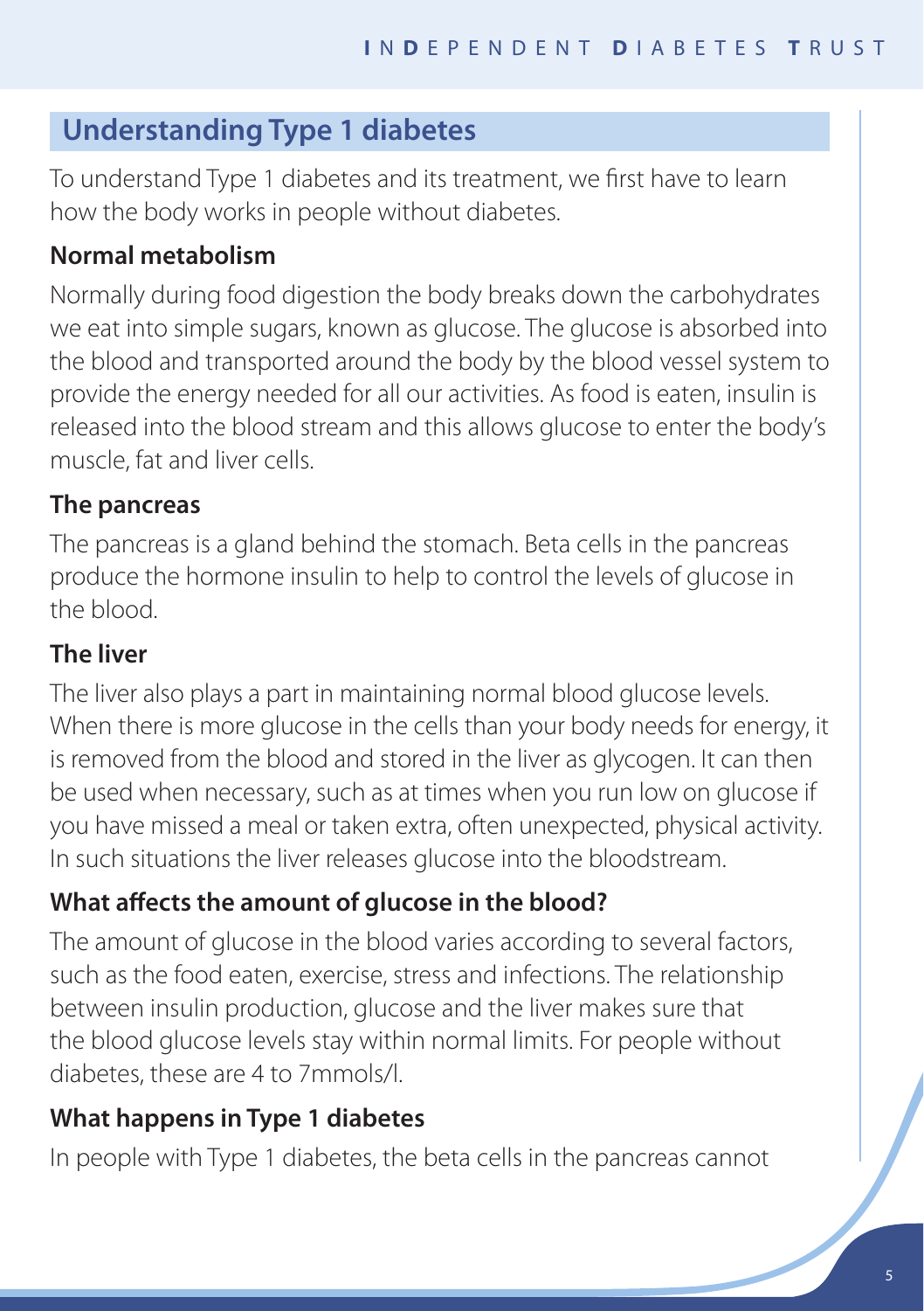## Understanding Type 1 diabetes

To understand Type 1 diabetes and its treatment, we first have to learn how the body works in people without diabetes.

### Normal metabolism

Normally during food digestion the body breaks down the carbohydrates we eat into simple sugars, known as glucose. The glucose is absorbed into the blood and transported around the body by the blood vessel system to provide the energy needed for all our activities. As food is eaten, insulin is released into the blood stream and this allows glucose to enter the body's muscle, fat and liver cells.

### The pancreas

The pancreas is a gland behind the stomach. Beta cells in the pancreas produce the hormone insulin to help to control the levels of glucose in the blood.

### The liver

The liver also plays a part in maintaining normal blood glucose levels. When there is more glucose in the cells than your body needs for energy, it is removed from the blood and stored in the liver as glycogen. It can then be used when necessary, such as at times when you run low on glucose if you have missed a meal or taken extra, often unexpected, physical activity. In such situations the liver releases glucose into the bloodstream.

### What affects the amount of glucose in the blood?

The amount of glucose in the blood varies according to several factors, such as the food eaten, exercise, stress and infections. The relationship between insulin production, glucose and the liver makes sure that the blood glucose levels stay within normal limits. For people without diabetes, these are 4 to 7mmols/l.

### What happens in Type 1 diabetes

In people with Type 1 diabetes, the beta cells in the pancreas cannot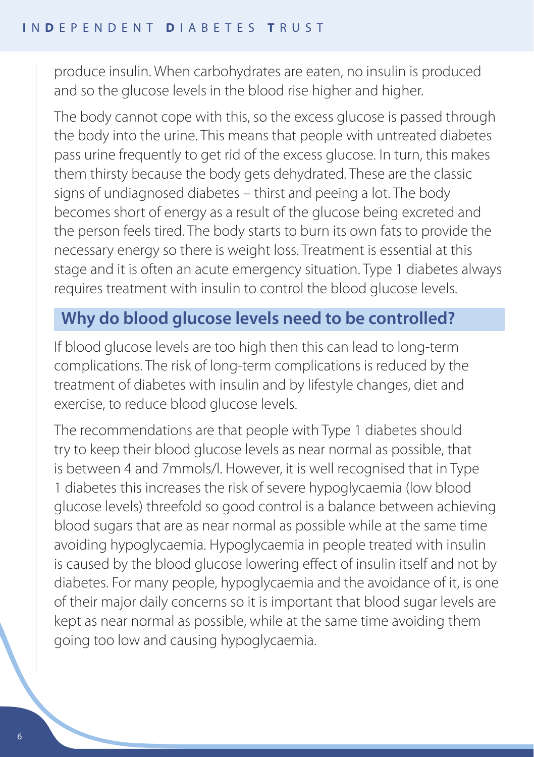produce insulin. When carbohydrates are eaten, no insulin is produced and so the glucose levels in the blood rise higher and higher.

The body cannot cope with this, so the excess glucose is passed through the body into the urine. This means that people with untreated diabetes pass urine frequently to get rid of the excess glucose. In turn, this makes them thirsty because the body gets dehydrated. These are the classic signs of undiagnosed diabetes – thirst and peeing a lot. The body becomes short of energy as a result of the glucose being excreted and the person feels tired. The body starts to burn its own fats to provide the necessary energy so there is weight loss. Treatment is essential at this stage and it is often an acute emergency situation. Type 1 diabetes always requires treatment with insulin to control the blood glucose levels.

## Why do blood glucose levels need to be controlled?

If blood glucose levels are too high then this can lead to long-term complications. The risk of long-term complications is reduced by the treatment of diabetes with insulin and by lifestyle changes, diet and exercise, to reduce blood glucose levels.

The recommendations are that people with Type 1 diabetes should try to keep their blood glucose levels as near normal as possible, that is between 4 and 7mmols/l. However, it is well recognised that in Type 1 diabetes this increases the risk of severe hypoglycaemia (low blood glucose levels) threefold so good control is a balance between achieving blood sugars that are as near normal as possible while at the same time avoiding hypoglycaemia. Hypoglycaemia in people treated with insulin is caused by the blood glucose lowering effect of insulin itself and not by diabetes. For many people, hypoglycaemia and the avoidance of it, is one of their major daily concerns so it is important that blood sugar levels are kept as near normal as possible, while at the same time avoiding them going too low and causing hypoglycaemia.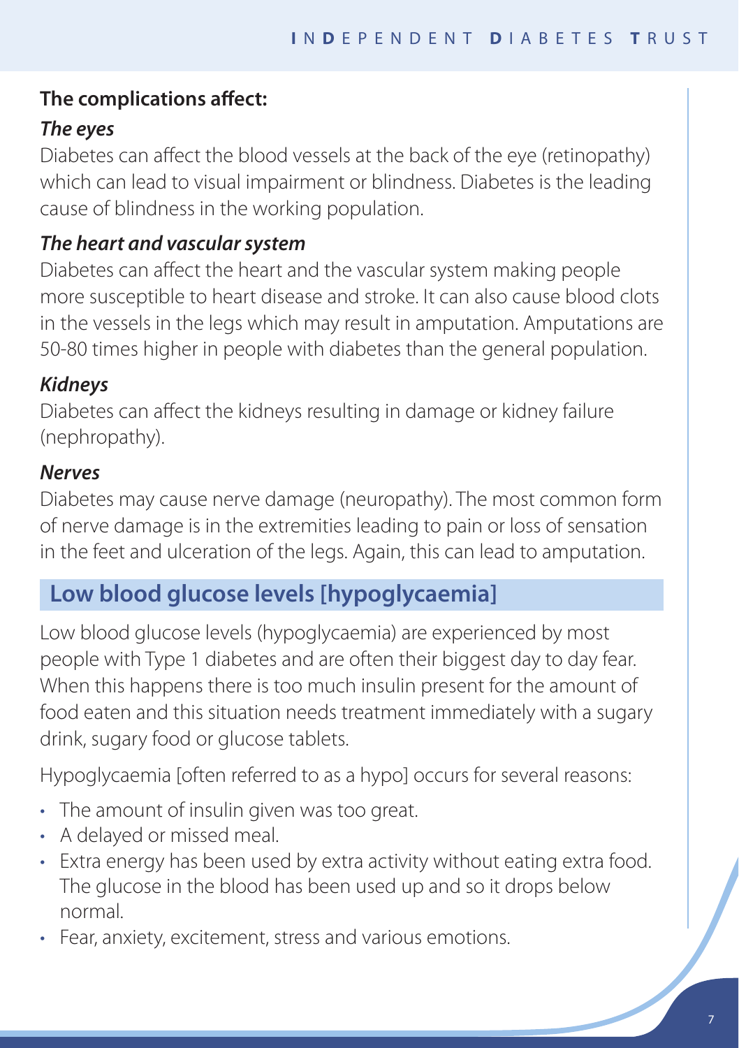**The complications affect:**

***The eyes***

Diabetes can affect the blood vessels at the back of the eye (retinopathy) which can lead to visual impairment or blindness. Diabetes is the leading cause of blindness in the working population.

***The heart and vascular system***

Diabetes can affect the heart and the vascular system making people more susceptible to heart disease and stroke. It can also cause blood clots in the vessels in the legs which may result in amputation. Amputations are 50-80 times higher in people with diabetes than the general population.

***Kidneys***

Diabetes can affect the kidneys resulting in damage or kidney failure (nephropathy).

***Nerves***

Diabetes may cause nerve damage (neuropathy). The most common form of nerve damage is in the extremities leading to pain or loss of sensation in the feet and ulceration of the legs. Again, this can lead to amputation.

## Low blood glucose levels [hypoglycaemia]

Low blood glucose levels (hypoglycaemia) are experienced by most people with Type 1 diabetes and are often their biggest day to day fear. When this happens there is too much insulin present for the amount of food eaten and this situation needs treatment immediately with a sugary drink, sugary food or glucose tablets.

Hypoglycaemia [often referred to as a hypo] occurs for several reasons:

- The amount of insulin given was too great.
- A delayed or missed meal.
- Extra energy has been used by extra activity without eating extra food. The glucose in the blood has been used up and so it drops below normal.
- Fear, anxiety, excitement, stress and various emotions.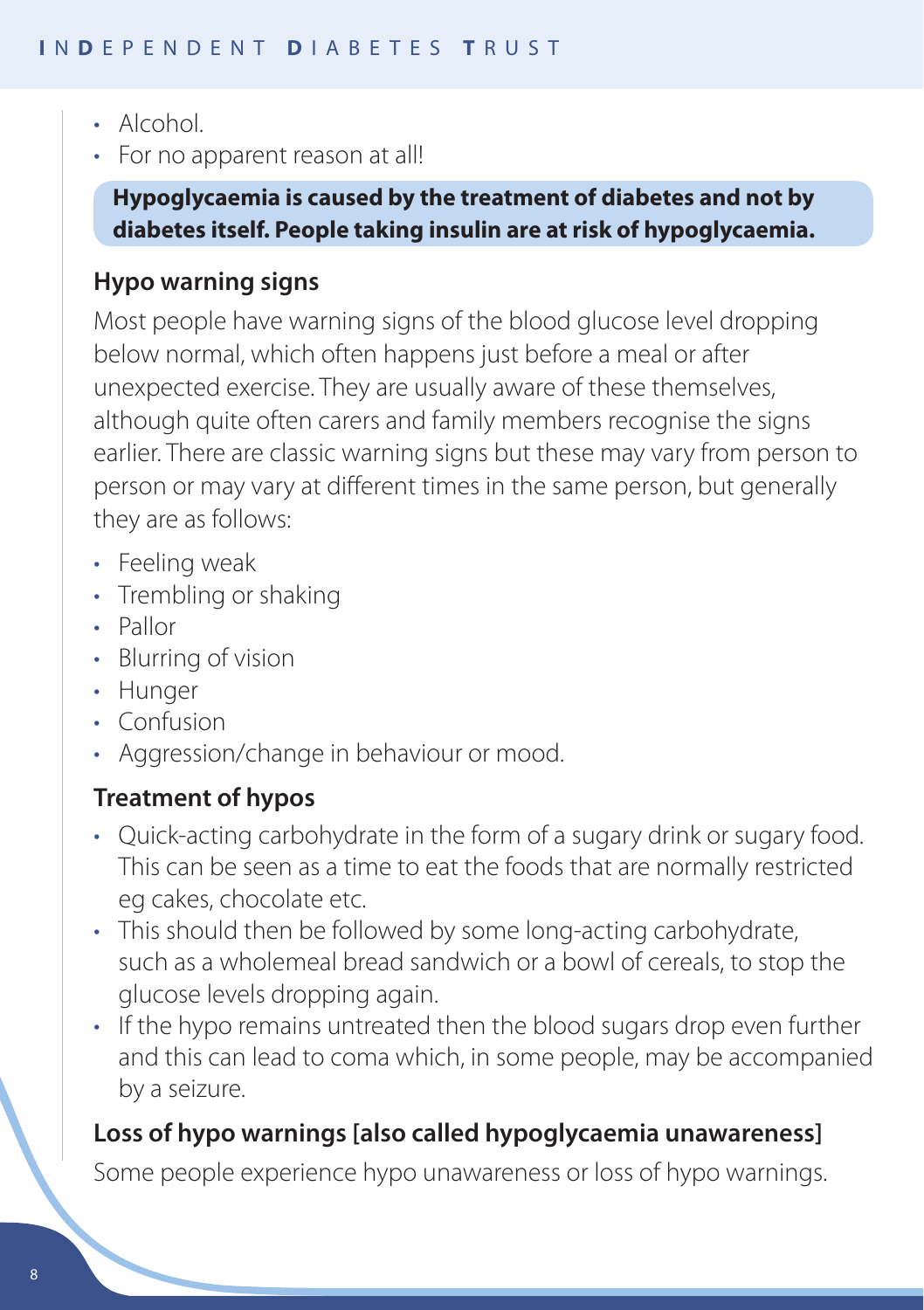- Alcohol.
- For no apparent reason at all!

**Hypoglycaemia is caused by the treatment of diabetes and not by diabetes itself. People taking insulin are at risk of hypoglycaemia.**

### Hypo warning signs

Most people have warning signs of the blood glucose level dropping below normal, which often happens just before a meal or after unexpected exercise. They are usually aware of these themselves, although quite often carers and family members recognise the signs earlier. There are classic warning signs but these may vary from person to person or may vary at different times in the same person, but generally they are as follows:

- Feeling weak
- Trembling or shaking
- Pallor
- Blurring of vision
- Hunger
- Confusion
- Aggression/change in behaviour or mood.

### Treatment of hypos

- Quick-acting carbohydrate in the form of a sugary drink or sugary food. This can be seen as a time to eat the foods that are normally restricted eg cakes, chocolate etc.
- This should then be followed by some long-acting carbohydrate, such as a wholemeal bread sandwich or a bowl of cereals, to stop the glucose levels dropping again.
- If the hypo remains untreated then the blood sugars drop even further and this can lead to coma which, in some people, may be accompanied by a seizure.

### Loss of hypo warnings [also called hypoglycaemia unawareness]

Some people experience hypo unawareness or loss of hypo warnings.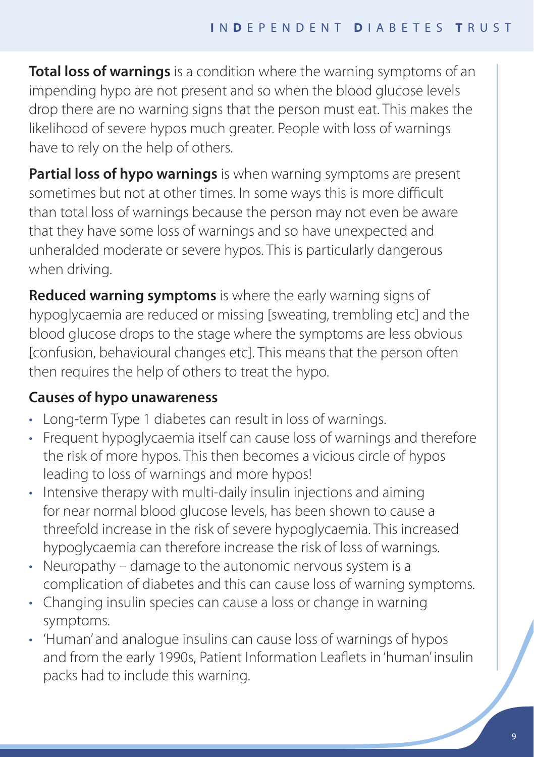**Total loss of warnings** is a condition where the warning symptoms of an impending hypo are not present and so when the blood glucose levels drop there are no warning signs that the person must eat. This makes the likelihood of severe hypos much greater. People with loss of warnings have to rely on the help of others.

**Partial loss of hypo warnings** is when warning symptoms are present sometimes but not at other times. In some ways this is more difficult than total loss of warnings because the person may not even be aware that they have some loss of warnings and so have unexpected and unheralded moderate or severe hypos. This is particularly dangerous when driving.

**Reduced warning symptoms** is where the early warning signs of hypoglycaemia are reduced or missing [sweating, trembling etc] and the blood glucose drops to the stage where the symptoms are less obvious [confusion, behavioural changes etc]. This means that the person often then requires the help of others to treat the hypo.

### Causes of hypo unawareness

- Long-term Type 1 diabetes can result in loss of warnings.
- Frequent hypoglycaemia itself can cause loss of warnings and therefore the risk of more hypos. This then becomes a vicious circle of hypos leading to loss of warnings and more hypos!
- Intensive therapy with multi-daily insulin injections and aiming for near normal blood glucose levels, has been shown to cause a threefold increase in the risk of severe hypoglycaemia. This increased hypoglycaemia can therefore increase the risk of loss of warnings.
- Neuropathy – damage to the autonomic nervous system is a complication of diabetes and this can cause loss of warning symptoms.
- Changing insulin species can cause a loss or change in warning symptoms.
- 'Human' and analogue insulins can cause loss of warnings of hypos and from the early 1990s, Patient Information Leaflets in 'human' insulin packs had to include this warning.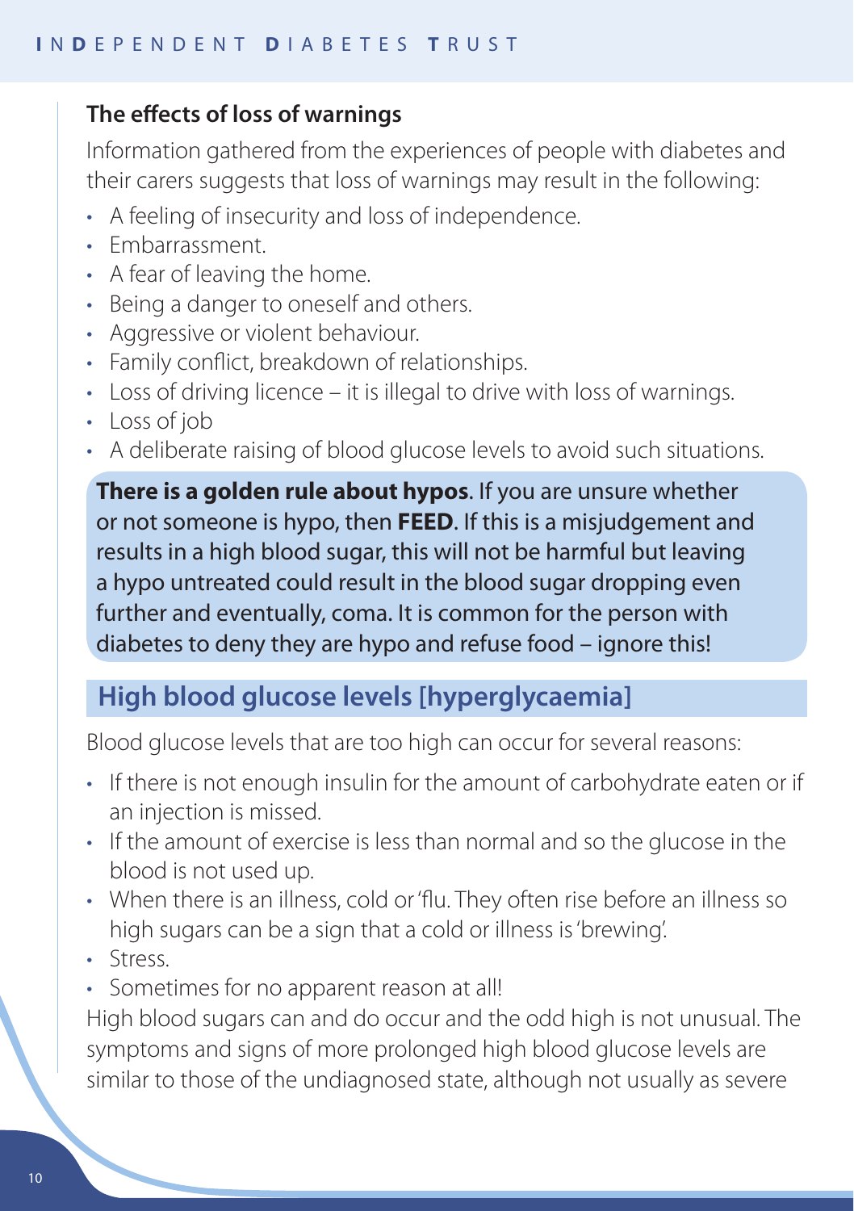### The effects of loss of warnings

Information gathered from the experiences of people with diabetes and their carers suggests that loss of warnings may result in the following:

- A feeling of insecurity and loss of independence.
- Embarrassment.
- A fear of leaving the home.
- Being a danger to oneself and others.
- Aggressive or violent behaviour.
- Family conflict, breakdown of relationships.
- Loss of driving licence – it is illegal to drive with loss of warnings.
- Loss of job
- A deliberate raising of blood glucose levels to avoid such situations.

**There is a golden rule about hypos**. If you are unsure whether or not someone is hypo, then **FEED**. If this is a misjudgement and results in a high blood sugar, this will not be harmful but leaving a hypo untreated could result in the blood sugar dropping even further and eventually, coma. It is common for the person with diabetes to deny they are hypo and refuse food – ignore this!

## High blood glucose levels [hyperglycaemia]

Blood glucose levels that are too high can occur for several reasons:

- If there is not enough insulin for the amount of carbohydrate eaten or if an injection is missed.
- If the amount of exercise is less than normal and so the glucose in the blood is not used up.
- When there is an illness, cold or 'flu. They often rise before an illness so high sugars can be a sign that a cold or illness is 'brewing'.
- Stress.
- Sometimes for no apparent reason at all!

High blood sugars can and do occur and the odd high is not unusual. The symptoms and signs of more prolonged high blood glucose levels are similar to those of the undiagnosed state, although not usually as severe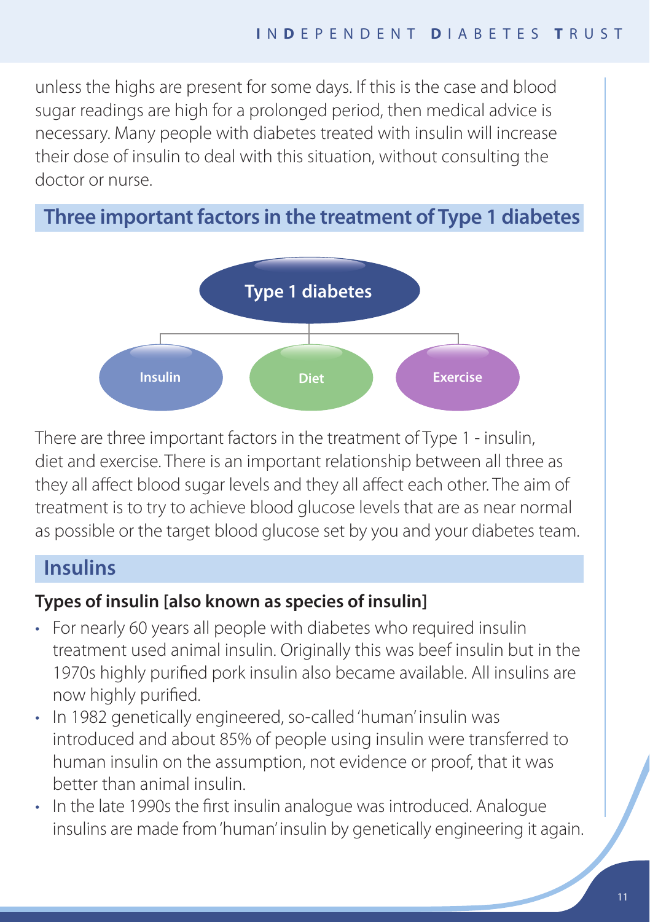unless the highs are present for some days. If this is the case and blood sugar readings are high for a prolonged period, then medical advice is necessary. Many people with diabetes treated with insulin will increase their dose of insulin to deal with this situation, without consulting the doctor or nurse.

## Three important factors in the treatment of Type 1 diabetes

Type 1 diabetes

Insulin | Diet | Exercise

There are three important factors in the treatment of Type 1 - insulin, diet and exercise. There is an important relationship between all three as they all affect blood sugar levels and they all affect each other. The aim of treatment is to try to achieve blood glucose levels that are as near normal as possible or the target blood glucose set by you and your diabetes team.

## Insulins

### Types of insulin [also known as species of insulin]

- For nearly 60 years all people with diabetes who required insulin treatment used animal insulin. Originally this was beef insulin but in the 1970s highly purified pork insulin also became available. All insulins are now highly purified.
- In 1982 genetically engineered, so-called 'human' insulin was introduced and about 85% of people using insulin were transferred to human insulin on the assumption, not evidence or proof, that it was better than animal insulin.
- In the late 1990s the first insulin analogue was introduced. Analogue insulins are made from 'human' insulin by genetically engineering it again.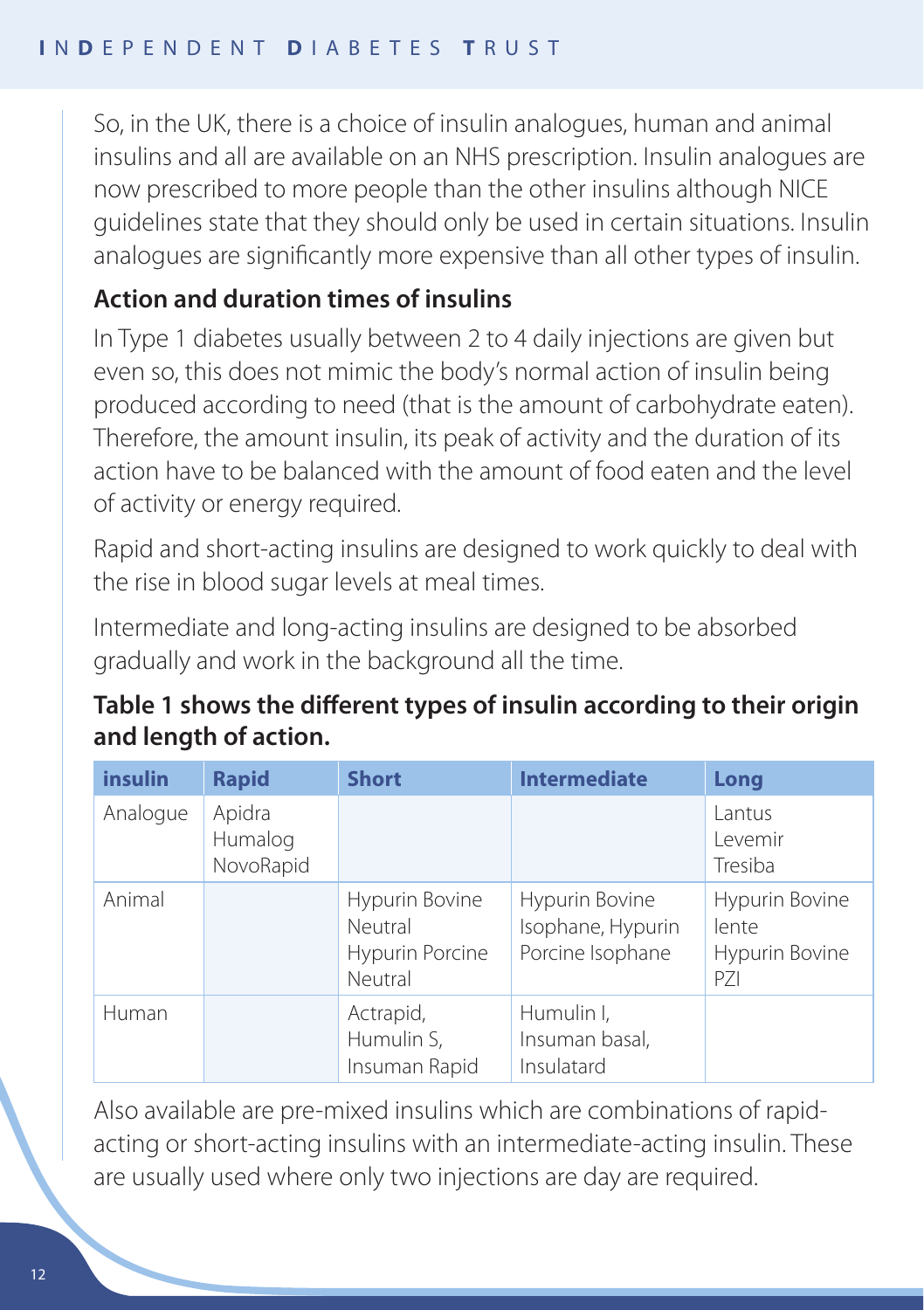So, in the UK, there is a choice of insulin analogues, human and animal insulins and all are available on an NHS prescription. Insulin analogues are now prescribed to more people than the other insulins although NICE guidelines state that they should only be used in certain situations. Insulin analogues are significantly more expensive than all other types of insulin.

## Action and duration times of insulins

In Type 1 diabetes usually between 2 to 4 daily injections are given but even so, this does not mimic the body's normal action of insulin being produced according to need (that is the amount of carbohydrate eaten). Therefore, the amount insulin, its peak of activity and the duration of its action have to be balanced with the amount of food eaten and the level of activity or energy required.

Rapid and short-acting insulins are designed to work quickly to deal with the rise in blood sugar levels at meal times.

Intermediate and long-acting insulins are designed to be absorbed gradually and work in the background all the time.

**Table 1 shows the different types of insulin according to their origin and length of action.**

| insulin | Rapid | Short | Intermediate | Long |
|---|---|---|---|---|
| Analogue | Apidra<br>Humalog<br>NovoRapid | | | Lantus<br>Levemir<br>Tresiba |
| Animal | | Hypurin Bovine Neutral<br>Hypurin Porcine Neutral | Hypurin Bovine Isophane, Hypurin Porcine Isophane | Hypurin Bovine lente<br>Hypurin Bovine PZI |
| Human | | Actrapid,<br>Humulin S,<br>Insuman Rapid | Humulin I,<br>Insuman basal,<br>Insulatard | |

Also available are pre-mixed insulins which are combinations of rapid-acting or short-acting insulins with an intermediate-acting insulin. These are usually used where only two injections are day are required.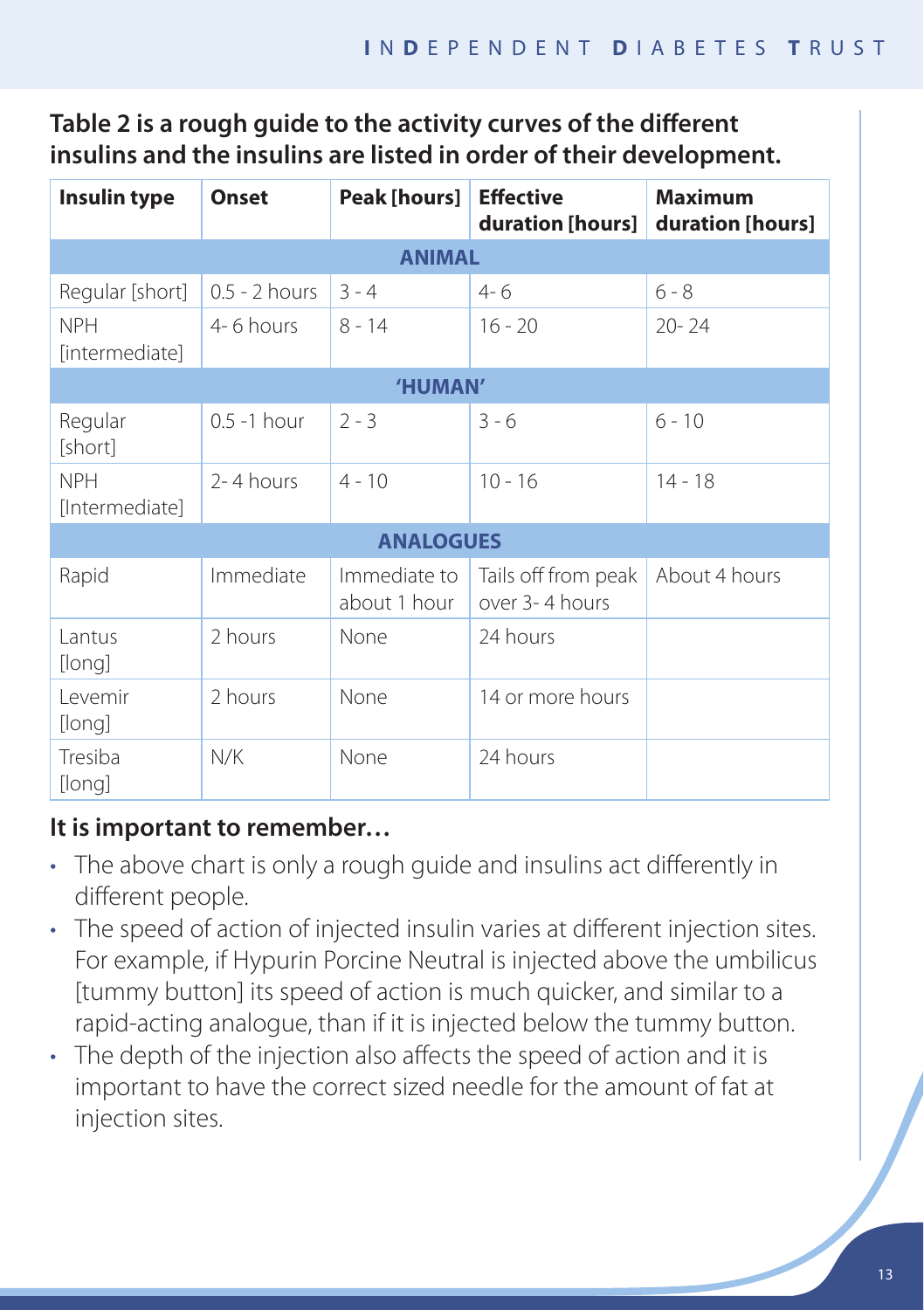**Table 2 is a rough guide to the activity curves of the different insulins and the insulins are listed in order of their development.**

| Insulin type | Onset | Peak [hours] | Effective duration [hours] | Maximum duration [hours] |
|---|---|---|---|---|
| **ANIMAL** | | | | |
| Regular [short] | 0.5 - 2 hours | 3 - 4 | 4- 6 | 6 - 8 |
| NPH [intermediate] | 4- 6 hours | 8 - 14 | 16 - 20 | 20- 24 |
| **'HUMAN'** | | | | |
| Regular [short] | 0.5 -1 hour | 2 - 3 | 3 - 6 | 6 - 10 |
| NPH [Intermediate] | 2- 4 hours | 4 - 10 | 10 - 16 | 14 - 18 |
| **ANALOGUES** | | | | |
| Rapid | Immediate | Immediate to about 1 hour | Tails off from peak over 3- 4 hours | About 4 hours |
| Lantus [long] | 2 hours | None | 24 hours | |
| Levemir [long] | 2 hours | None | 14 or more hours | |
| Tresiba [long] | N/K | None | 24 hours | |

**It is important to remember…**

- The above chart is only a rough guide and insulins act differently in different people.
- The speed of action of injected insulin varies at different injection sites. For example, if Hypurin Porcine Neutral is injected above the umbilicus [tummy button] its speed of action is much quicker, and similar to a rapid-acting analogue, than if it is injected below the tummy button.
- The depth of the injection also affects the speed of action and it is important to have the correct sized needle for the amount of fat at injection sites.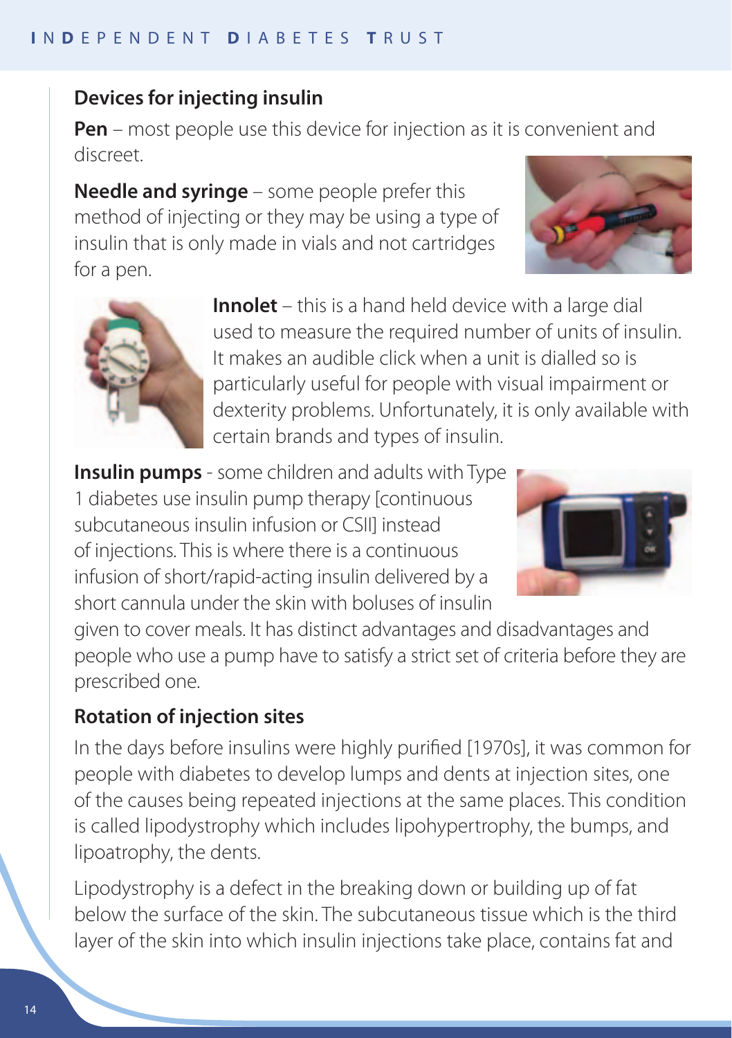## Devices for injecting insulin

**Pen** – most people use this device for injection as it is convenient and discreet.

**Needle and syringe** – some people prefer this method of injecting or they may be using a type of insulin that is only made in vials and not cartridges for a pen.

**Innolet** – this is a hand held device with a large dial used to measure the required number of units of insulin. It makes an audible click when a unit is dialled so is particularly useful for people with visual impairment or dexterity problems. Unfortunately, it is only available with certain brands and types of insulin.

**Insulin pumps** - some children and adults with Type 1 diabetes use insulin pump therapy [continuous subcutaneous insulin infusion or CSII] instead of injections. This is where there is a continuous infusion of short/rapid-acting insulin delivered by a short cannula under the skin with boluses of insulin given to cover meals. It has distinct advantages and disadvantages and people who use a pump have to satisfy a strict set of criteria before they are prescribed one.

## Rotation of injection sites

In the days before insulins were highly purified [1970s], it was common for people with diabetes to develop lumps and dents at injection sites, one of the causes being repeated injections at the same places. This condition is called lipodystrophy which includes lipohypertrophy, the bumps, and lipoatrophy, the dents.

Lipodystrophy is a defect in the breaking down or building up of fat below the surface of the skin. The subcutaneous tissue which is the third layer of the skin into which insulin injections take place, contains fat and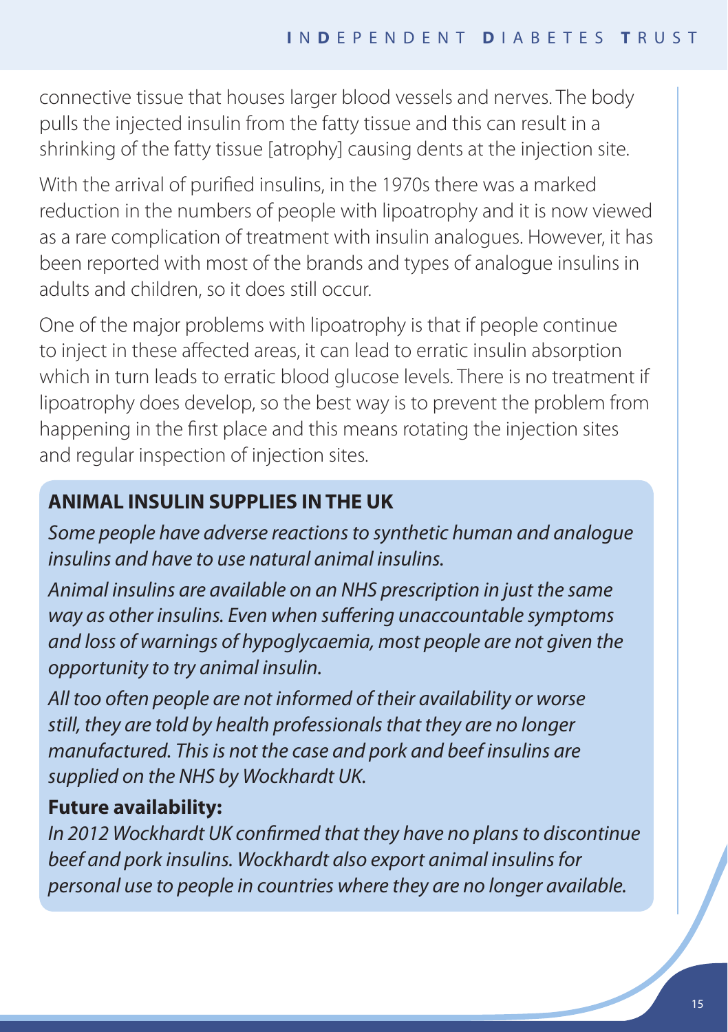connective tissue that houses larger blood vessels and nerves. The body pulls the injected insulin from the fatty tissue and this can result in a shrinking of the fatty tissue [atrophy] causing dents at the injection site.

With the arrival of purified insulins, in the 1970s there was a marked reduction in the numbers of people with lipoatrophy and it is now viewed as a rare complication of treatment with insulin analogues. However, it has been reported with most of the brands and types of analogue insulins in adults and children, so it does still occur.

One of the major problems with lipoatrophy is that if people continue to inject in these affected areas, it can lead to erratic insulin absorption which in turn leads to erratic blood glucose levels. There is no treatment if lipoatrophy does develop, so the best way is to prevent the problem from happening in the first place and this means rotating the injection sites and regular inspection of injection sites.

## ANIMAL INSULIN SUPPLIES IN THE UK

*Some people have adverse reactions to synthetic human and analogue insulins and have to use natural animal insulins.*

*Animal insulins are available on an NHS prescription in just the same way as other insulins. Even when suffering unaccountable symptoms and loss of warnings of hypoglycaemia, most people are not given the opportunity to try animal insulin.*

*All too often people are not informed of their availability or worse still, they are told by health professionals that they are no longer manufactured. This is not the case and pork and beef insulins are supplied on the NHS by Wockhardt UK.*

**Future availability:**

*In 2012 Wockhardt UK confirmed that they have no plans to discontinue beef and pork insulins. Wockhardt also export animal insulins for personal use to people in countries where they are no longer available.*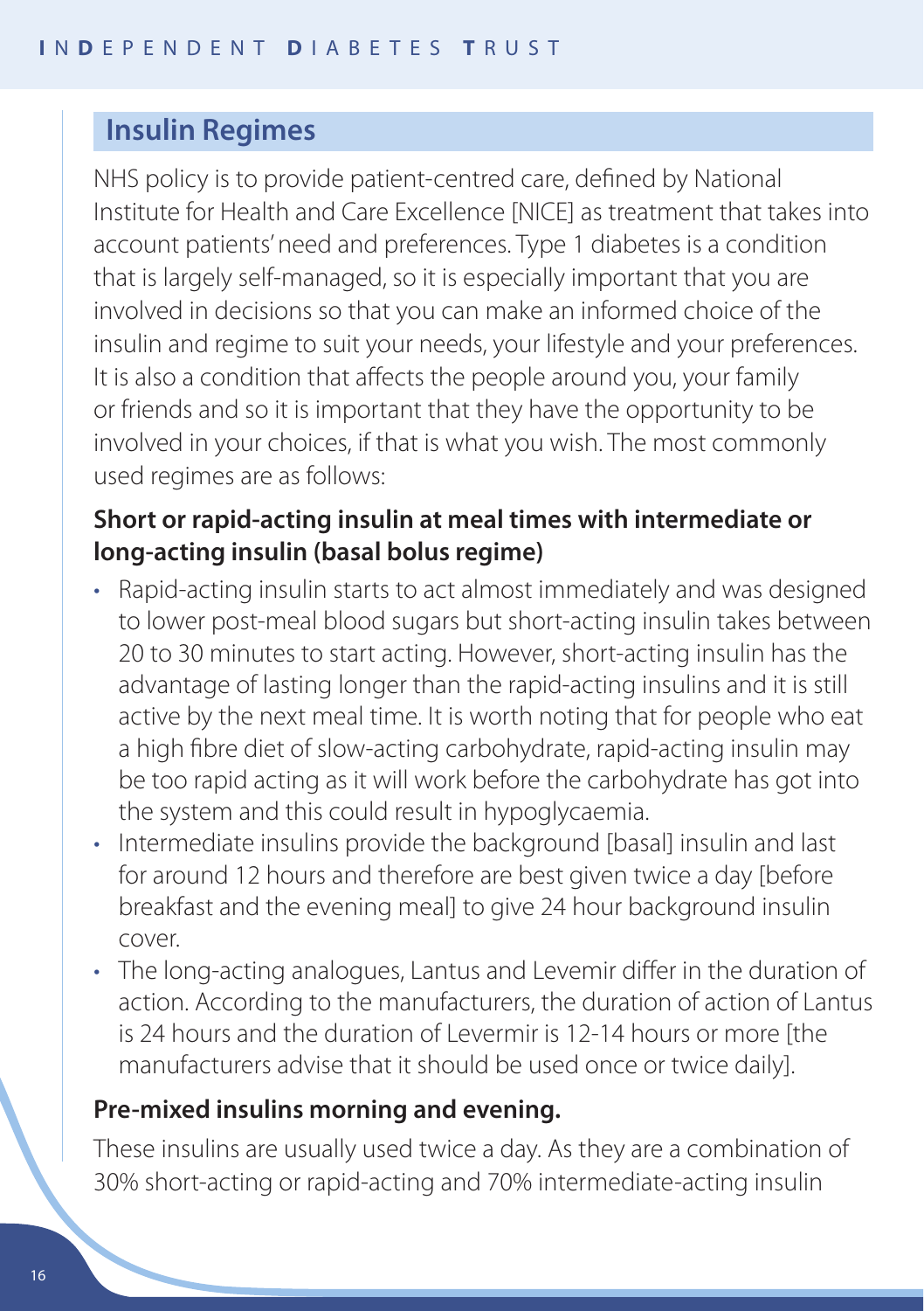## Insulin Regimes

NHS policy is to provide patient-centred care, defined by National Institute for Health and Care Excellence [NICE] as treatment that takes into account patients' need and preferences. Type 1 diabetes is a condition that is largely self-managed, so it is especially important that you are involved in decisions so that you can make an informed choice of the insulin and regime to suit your needs, your lifestyle and your preferences. It is also a condition that affects the people around you, your family or friends and so it is important that they have the opportunity to be involved in your choices, if that is what you wish. The most commonly used regimes are as follows:

### Short or rapid-acting insulin at meal times with intermediate or long-acting insulin (basal bolus regime)

- Rapid-acting insulin starts to act almost immediately and was designed to lower post-meal blood sugars but short-acting insulin takes between 20 to 30 minutes to start acting. However, short-acting insulin has the advantage of lasting longer than the rapid-acting insulins and it is still active by the next meal time. It is worth noting that for people who eat a high fibre diet of slow-acting carbohydrate, rapid-acting insulin may be too rapid acting as it will work before the carbohydrate has got into the system and this could result in hypoglycaemia.
- Intermediate insulins provide the background [basal] insulin and last for around 12 hours and therefore are best given twice a day [before breakfast and the evening meal] to give 24 hour background insulin cover.
- The long-acting analogues, Lantus and Levemir differ in the duration of action. According to the manufacturers, the duration of action of Lantus is 24 hours and the duration of Levermir is 12-14 hours or more [the manufacturers advise that it should be used once or twice daily].

### Pre-mixed insulins morning and evening.

These insulins are usually used twice a day. As they are a combination of 30% short-acting or rapid-acting and 70% intermediate-acting insulin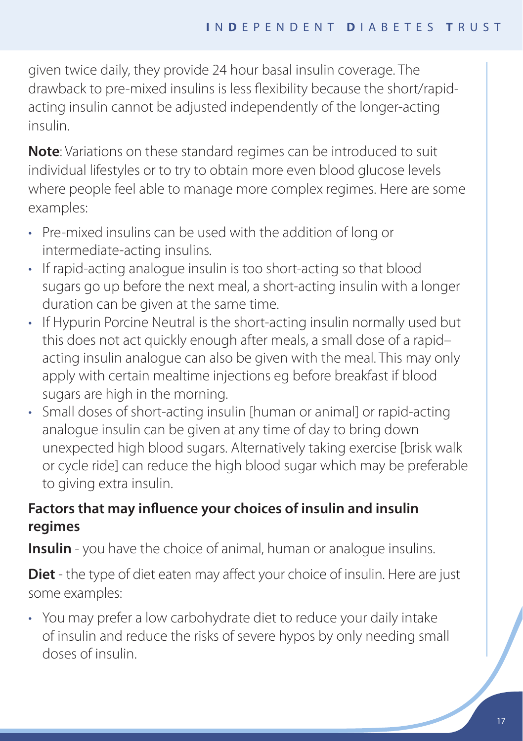given twice daily, they provide 24 hour basal insulin coverage. The drawback to pre-mixed insulins is less flexibility because the short/rapid-acting insulin cannot be adjusted independently of the longer-acting insulin.

**Note**: Variations on these standard regimes can be introduced to suit individual lifestyles or to try to obtain more even blood glucose levels where people feel able to manage more complex regimes. Here are some examples:

- Pre-mixed insulins can be used with the addition of long or intermediate-acting insulins.
- If rapid-acting analogue insulin is too short-acting so that blood sugars go up before the next meal, a short-acting insulin with a longer duration can be given at the same time.
- If Hypurin Porcine Neutral is the short-acting insulin normally used but this does not act quickly enough after meals, a small dose of a rapid–acting insulin analogue can also be given with the meal. This may only apply with certain mealtime injections eg before breakfast if blood sugars are high in the morning.
- Small doses of short-acting insulin [human or animal] or rapid-acting analogue insulin can be given at any time of day to bring down unexpected high blood sugars. Alternatively taking exercise [brisk walk or cycle ride] can reduce the high blood sugar which may be preferable to giving extra insulin.

### Factors that may influence your choices of insulin and insulin regimes

**Insulin** - you have the choice of animal, human or analogue insulins.

**Diet** - the type of diet eaten may affect your choice of insulin. Here are just some examples:

- You may prefer a low carbohydrate diet to reduce your daily intake of insulin and reduce the risks of severe hypos by only needing small doses of insulin.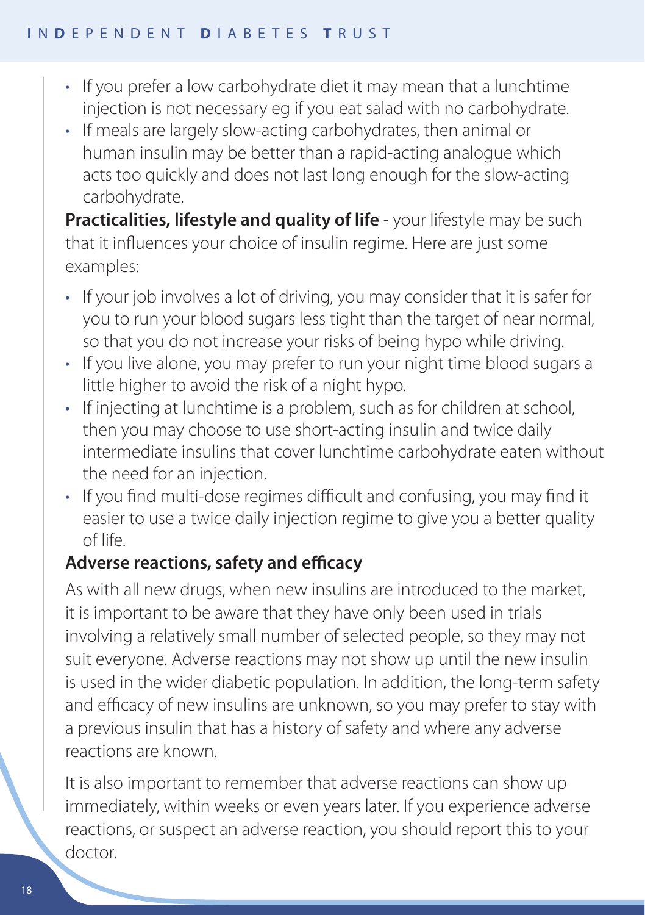- If you prefer a low carbohydrate diet it may mean that a lunchtime injection is not necessary eg if you eat salad with no carbohydrate.
- If meals are largely slow-acting carbohydrates, then animal or human insulin may be better than a rapid-acting analogue which acts too quickly and does not last long enough for the slow-acting carbohydrate.

**Practicalities, lifestyle and quality of life** - your lifestyle may be such that it influences your choice of insulin regime. Here are just some examples:

- If your job involves a lot of driving, you may consider that it is safer for you to run your blood sugars less tight than the target of near normal, so that you do not increase your risks of being hypo while driving.
- If you live alone, you may prefer to run your night time blood sugars a little higher to avoid the risk of a night hypo.
- If injecting at lunchtime is a problem, such as for children at school, then you may choose to use short-acting insulin and twice daily intermediate insulins that cover lunchtime carbohydrate eaten without the need for an injection.
- If you find multi-dose regimes difficult and confusing, you may find it easier to use a twice daily injection regime to give you a better quality of life.

**Adverse reactions, safety and efficacy**

As with all new drugs, when new insulins are introduced to the market, it is important to be aware that they have only been used in trials involving a relatively small number of selected people, so they may not suit everyone. Adverse reactions may not show up until the new insulin is used in the wider diabetic population. In addition, the long-term safety and efficacy of new insulins are unknown, so you may prefer to stay with a previous insulin that has a history of safety and where any adverse reactions are known.

It is also important to remember that adverse reactions can show up immediately, within weeks or even years later. If you experience adverse reactions, or suspect an adverse reaction, you should report this to your doctor.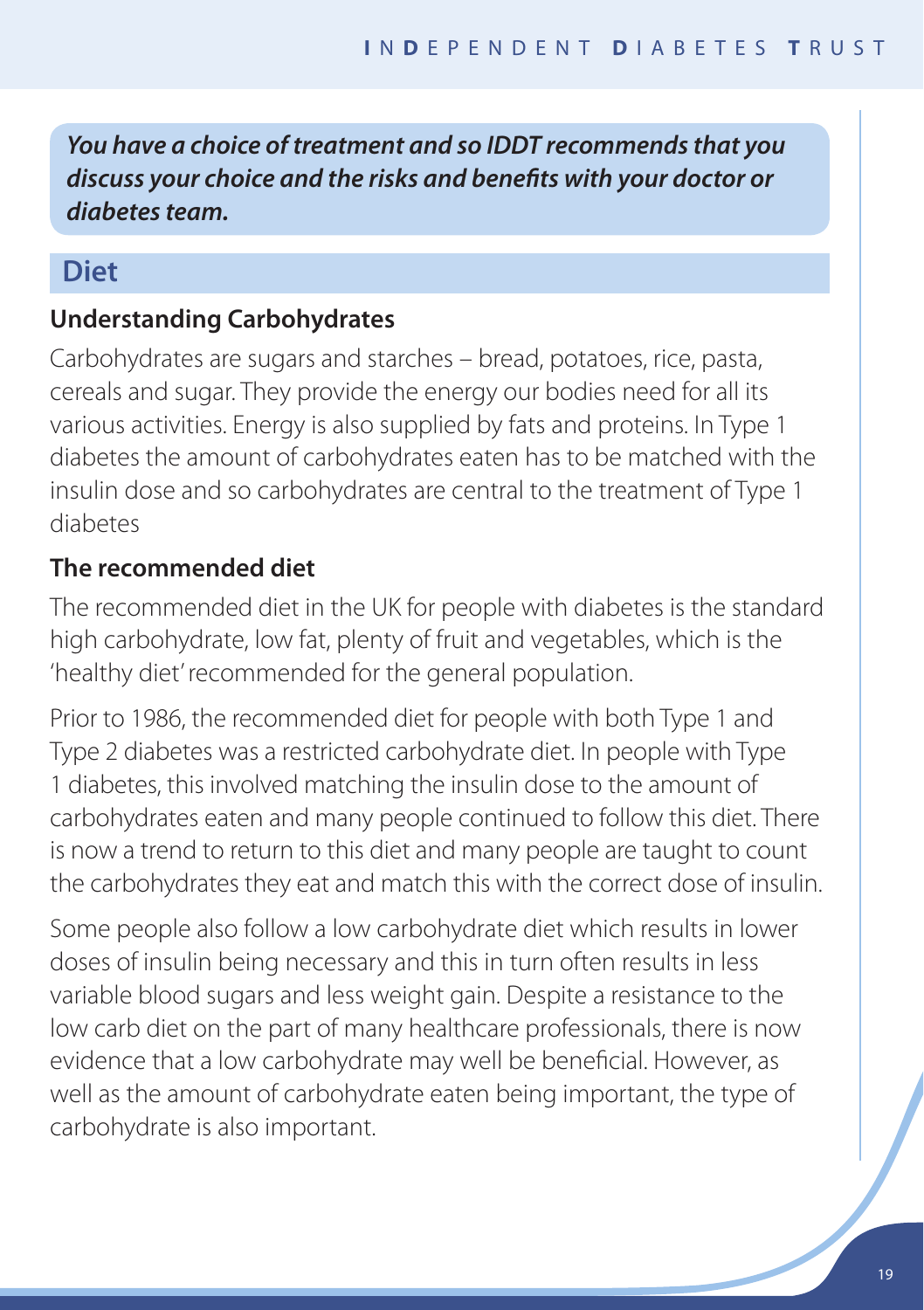***You have a choice of treatment and so IDDT recommends that you discuss your choice and the risks and benefits with your doctor or diabetes team.***

## Diet

### Understanding Carbohydrates

Carbohydrates are sugars and starches – bread, potatoes, rice, pasta, cereals and sugar. They provide the energy our bodies need for all its various activities. Energy is also supplied by fats and proteins. In Type 1 diabetes the amount of carbohydrates eaten has to be matched with the insulin dose and so carbohydrates are central to the treatment of Type 1 diabetes

### The recommended diet

The recommended diet in the UK for people with diabetes is the standard high carbohydrate, low fat, plenty of fruit and vegetables, which is the 'healthy diet' recommended for the general population.

Prior to 1986, the recommended diet for people with both Type 1 and Type 2 diabetes was a restricted carbohydrate diet. In people with Type 1 diabetes, this involved matching the insulin dose to the amount of carbohydrates eaten and many people continued to follow this diet. There is now a trend to return to this diet and many people are taught to count the carbohydrates they eat and match this with the correct dose of insulin.

Some people also follow a low carbohydrate diet which results in lower doses of insulin being necessary and this in turn often results in less variable blood sugars and less weight gain. Despite a resistance to the low carb diet on the part of many healthcare professionals, there is now evidence that a low carbohydrate may well be beneficial. However, as well as the amount of carbohydrate eaten being important, the type of carbohydrate is also important.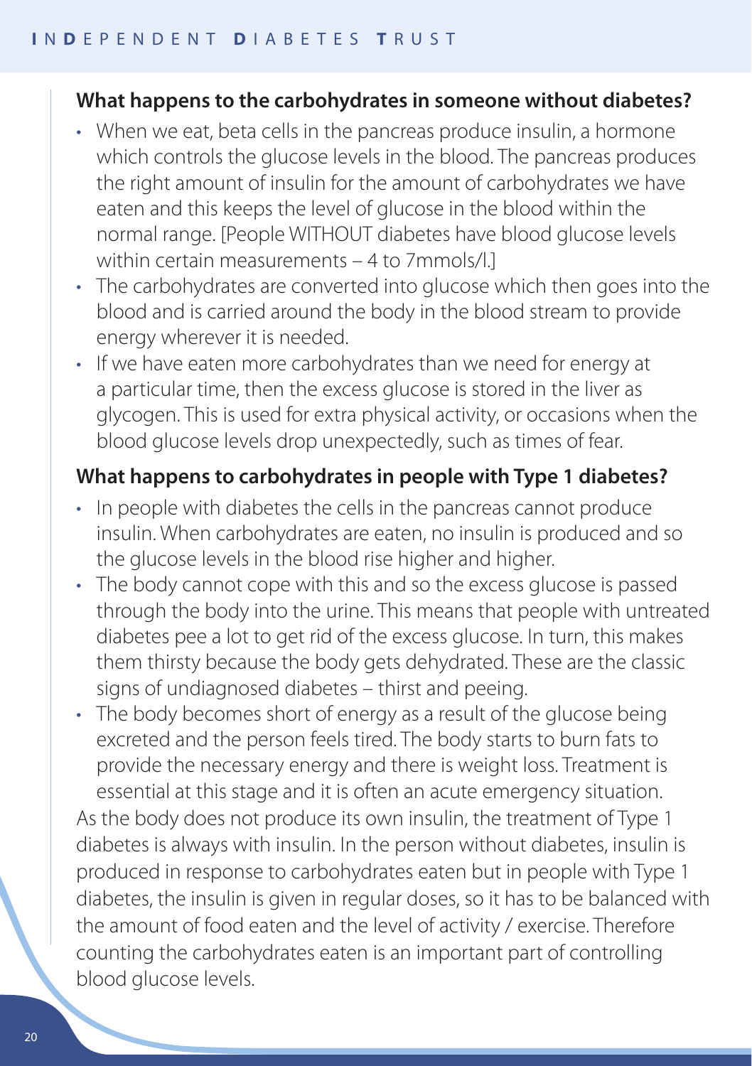## What happens to the carbohydrates in someone without diabetes?

- When we eat, beta cells in the pancreas produce insulin, a hormone which controls the glucose levels in the blood. The pancreas produces the right amount of insulin for the amount of carbohydrates we have eaten and this keeps the level of glucose in the blood within the normal range. [People WITHOUT diabetes have blood glucose levels within certain measurements – 4 to 7mmols/l.]
- The carbohydrates are converted into glucose which then goes into the blood and is carried around the body in the blood stream to provide energy wherever it is needed.
- If we have eaten more carbohydrates than we need for energy at a particular time, then the excess glucose is stored in the liver as glycogen. This is used for extra physical activity, or occasions when the blood glucose levels drop unexpectedly, such as times of fear.

## What happens to carbohydrates in people with Type 1 diabetes?

- In people with diabetes the cells in the pancreas cannot produce insulin. When carbohydrates are eaten, no insulin is produced and so the glucose levels in the blood rise higher and higher.
- The body cannot cope with this and so the excess glucose is passed through the body into the urine. This means that people with untreated diabetes pee a lot to get rid of the excess glucose. In turn, this makes them thirsty because the body gets dehydrated. These are the classic signs of undiagnosed diabetes – thirst and peeing.
- The body becomes short of energy as a result of the glucose being excreted and the person feels tired. The body starts to burn fats to provide the necessary energy and there is weight loss. Treatment is essential at this stage and it is often an acute emergency situation.

As the body does not produce its own insulin, the treatment of Type 1 diabetes is always with insulin. In the person without diabetes, insulin is produced in response to carbohydrates eaten but in people with Type 1 diabetes, the insulin is given in regular doses, so it has to be balanced with the amount of food eaten and the level of activity / exercise. Therefore counting the carbohydrates eaten is an important part of controlling blood glucose levels.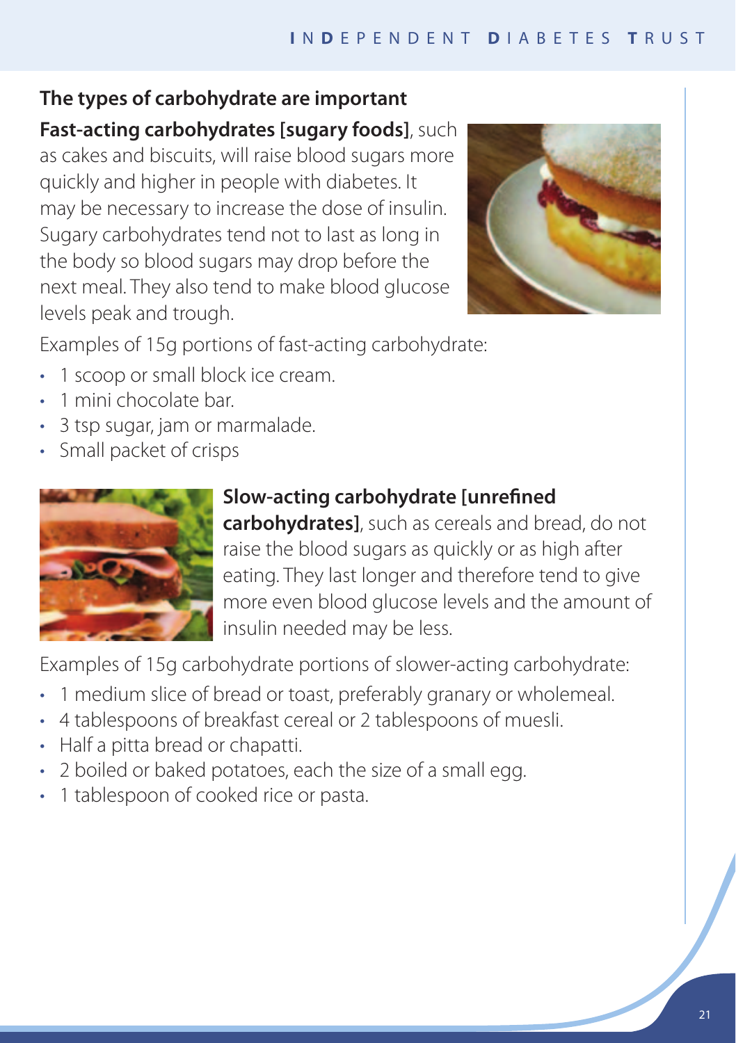## The types of carbohydrate are important

**Fast-acting carbohydrates [sugary foods]**, such as cakes and biscuits, will raise blood sugars more quickly and higher in people with diabetes. It may be necessary to increase the dose of insulin. Sugary carbohydrates tend not to last as long in the body so blood sugars may drop before the next meal. They also tend to make blood glucose levels peak and trough.

Examples of 15g portions of fast-acting carbohydrate:

- 1 scoop or small block ice cream.
- 1 mini chocolate bar.
- 3 tsp sugar, jam or marmalade.
- Small packet of crisps

**Slow-acting carbohydrate [unrefined carbohydrates]**, such as cereals and bread, do not raise the blood sugars as quickly or as high after eating. They last longer and therefore tend to give more even blood glucose levels and the amount of insulin needed may be less.

Examples of 15g carbohydrate portions of slower-acting carbohydrate:

- 1 medium slice of bread or toast, preferably granary or wholemeal.
- 4 tablespoons of breakfast cereal or 2 tablespoons of muesli.
- Half a pitta bread or chapatti.
- 2 boiled or baked potatoes, each the size of a small egg.
- 1 tablespoon of cooked rice or pasta.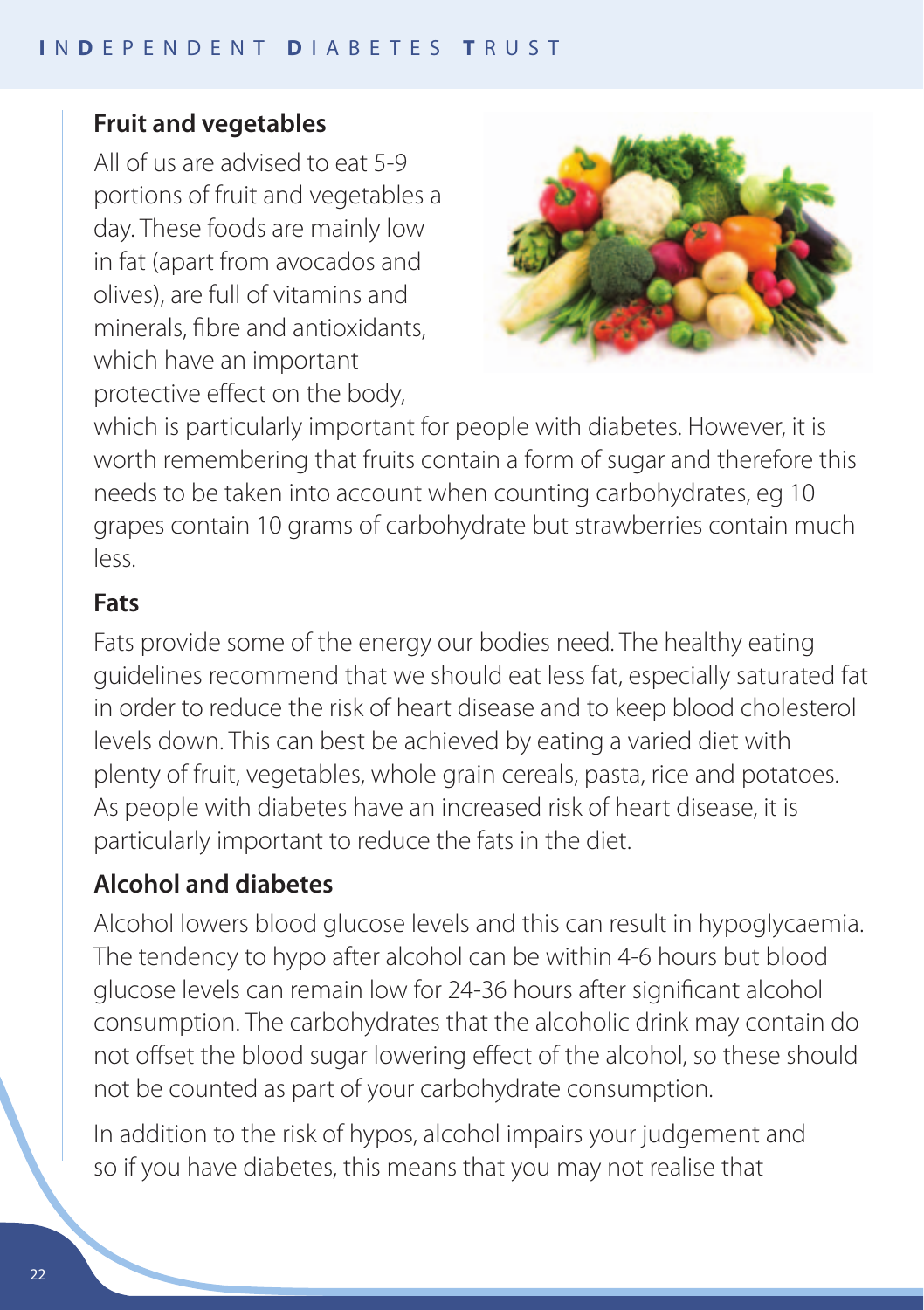### Fruit and vegetables

All of us are advised to eat 5-9 portions of fruit and vegetables a day. These foods are mainly low in fat (apart from avocados and olives), are full of vitamins and minerals, fibre and antioxidants, which have an important protective effect on the body, which is particularly important for people with diabetes. However, it is worth remembering that fruits contain a form of sugar and therefore this needs to be taken into account when counting carbohydrates, eg 10 grapes contain 10 grams of carbohydrate but strawberries contain much less.

### Fats

Fats provide some of the energy our bodies need. The healthy eating guidelines recommend that we should eat less fat, especially saturated fat in order to reduce the risk of heart disease and to keep blood cholesterol levels down. This can best be achieved by eating a varied diet with plenty of fruit, vegetables, whole grain cereals, pasta, rice and potatoes. As people with diabetes have an increased risk of heart disease, it is particularly important to reduce the fats in the diet.

### Alcohol and diabetes

Alcohol lowers blood glucose levels and this can result in hypoglycaemia. The tendency to hypo after alcohol can be within 4-6 hours but blood glucose levels can remain low for 24-36 hours after significant alcohol consumption. The carbohydrates that the alcoholic drink may contain do not offset the blood sugar lowering effect of the alcohol, so these should not be counted as part of your carbohydrate consumption.

In addition to the risk of hypos, alcohol impairs your judgement and so if you have diabetes, this means that you may not realise that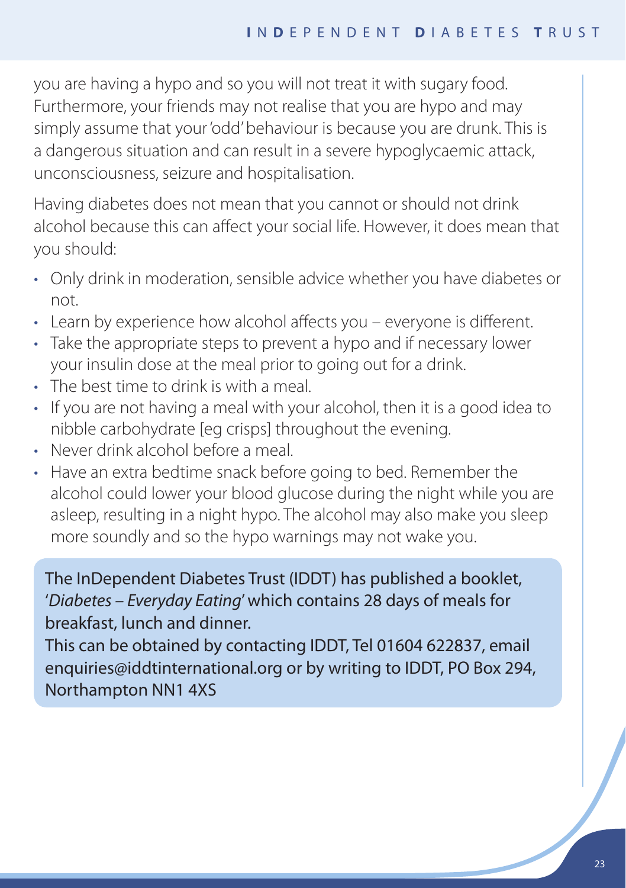you are having a hypo and so you will not treat it with sugary food. Furthermore, your friends may not realise that you are hypo and may simply assume that your 'odd' behaviour is because you are drunk. This is a dangerous situation and can result in a severe hypoglycaemic attack, unconsciousness, seizure and hospitalisation.

Having diabetes does not mean that you cannot or should not drink alcohol because this can affect your social life. However, it does mean that you should:

- Only drink in moderation, sensible advice whether you have diabetes or not.
- Learn by experience how alcohol affects you – everyone is different.
- Take the appropriate steps to prevent a hypo and if necessary lower your insulin dose at the meal prior to going out for a drink.
- The best time to drink is with a meal.
- If you are not having a meal with your alcohol, then it is a good idea to nibble carbohydrate [eg crisps] throughout the evening.
- Never drink alcohol before a meal.
- Have an extra bedtime snack before going to bed. Remember the alcohol could lower your blood glucose during the night while you are asleep, resulting in a night hypo. The alcohol may also make you sleep more soundly and so the hypo warnings may not wake you.

The InDependent Diabetes Trust (IDDT) has published a booklet, '*Diabetes – Everyday Eating*' which contains 28 days of meals for breakfast, lunch and dinner.
This can be obtained by contacting IDDT, Tel 01604 622837, email enquiries@iddtinternational.org or by writing to IDDT, PO Box 294, Northampton NN1 4XS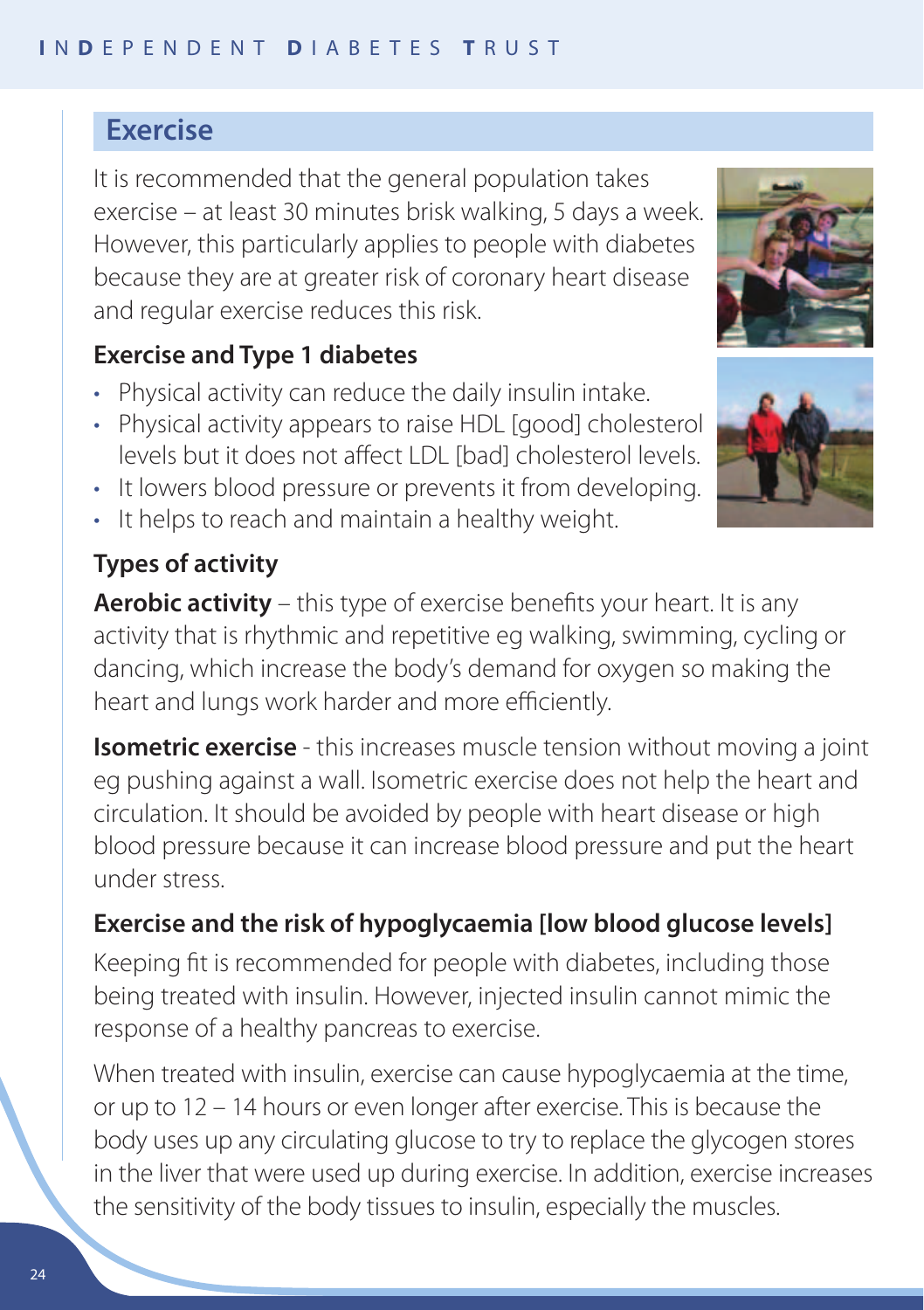## Exercise

It is recommended that the general population takes exercise – at least 30 minutes brisk walking, 5 days a week. However, this particularly applies to people with diabetes because they are at greater risk of coronary heart disease and regular exercise reduces this risk.

### Exercise and Type 1 diabetes

- Physical activity can reduce the daily insulin intake.
- Physical activity appears to raise HDL [good] cholesterol levels but it does not affect LDL [bad] cholesterol levels.
- It lowers blood pressure or prevents it from developing.
- It helps to reach and maintain a healthy weight.

### Types of activity

**Aerobic activity** – this type of exercise benefits your heart. It is any activity that is rhythmic and repetitive eg walking, swimming, cycling or dancing, which increase the body's demand for oxygen so making the heart and lungs work harder and more efficiently.

**Isometric exercise** - this increases muscle tension without moving a joint eg pushing against a wall. Isometric exercise does not help the heart and circulation. It should be avoided by people with heart disease or high blood pressure because it can increase blood pressure and put the heart under stress.

### Exercise and the risk of hypoglycaemia [low blood glucose levels]

Keeping fit is recommended for people with diabetes, including those being treated with insulin. However, injected insulin cannot mimic the response of a healthy pancreas to exercise.

When treated with insulin, exercise can cause hypoglycaemia at the time, or up to 12 – 14 hours or even longer after exercise. This is because the body uses up any circulating glucose to try to replace the glycogen stores in the liver that were used up during exercise. In addition, exercise increases the sensitivity of the body tissues to insulin, especially the muscles.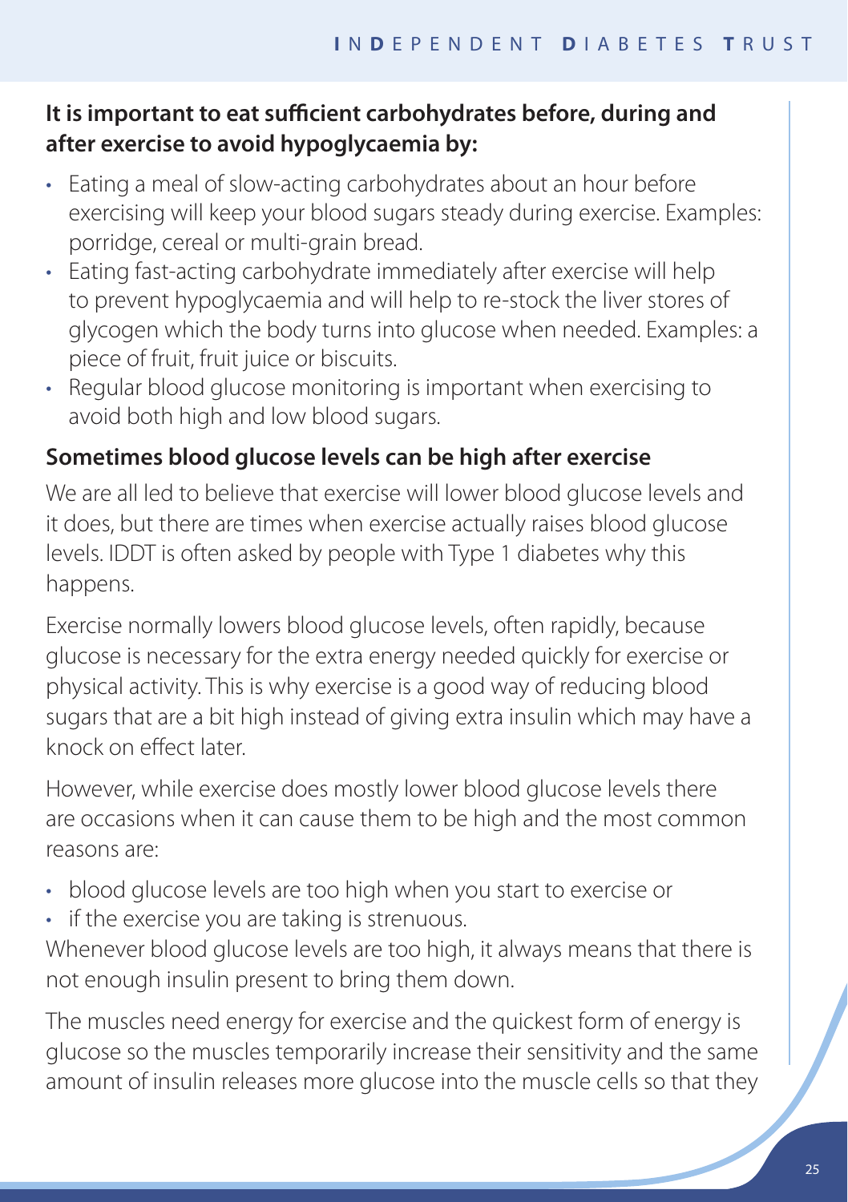**It is important to eat sufficient carbohydrates before, during and after exercise to avoid hypoglycaemia by:**

- Eating a meal of slow-acting carbohydrates about an hour before exercising will keep your blood sugars steady during exercise. Examples: porridge, cereal or multi-grain bread.
- Eating fast-acting carbohydrate immediately after exercise will help to prevent hypoglycaemia and will help to re-stock the liver stores of glycogen which the body turns into glucose when needed. Examples: a piece of fruit, fruit juice or biscuits.
- Regular blood glucose monitoring is important when exercising to avoid both high and low blood sugars.

### Sometimes blood glucose levels can be high after exercise

We are all led to believe that exercise will lower blood glucose levels and it does, but there are times when exercise actually raises blood glucose levels. IDDT is often asked by people with Type 1 diabetes why this happens.

Exercise normally lowers blood glucose levels, often rapidly, because glucose is necessary for the extra energy needed quickly for exercise or physical activity. This is why exercise is a good way of reducing blood sugars that are a bit high instead of giving extra insulin which may have a knock on effect later.

However, while exercise does mostly lower blood glucose levels there are occasions when it can cause them to be high and the most common reasons are:

- blood glucose levels are too high when you start to exercise or
- if the exercise you are taking is strenuous.

Whenever blood glucose levels are too high, it always means that there is not enough insulin present to bring them down.

The muscles need energy for exercise and the quickest form of energy is glucose so the muscles temporarily increase their sensitivity and the same amount of insulin releases more glucose into the muscle cells so that they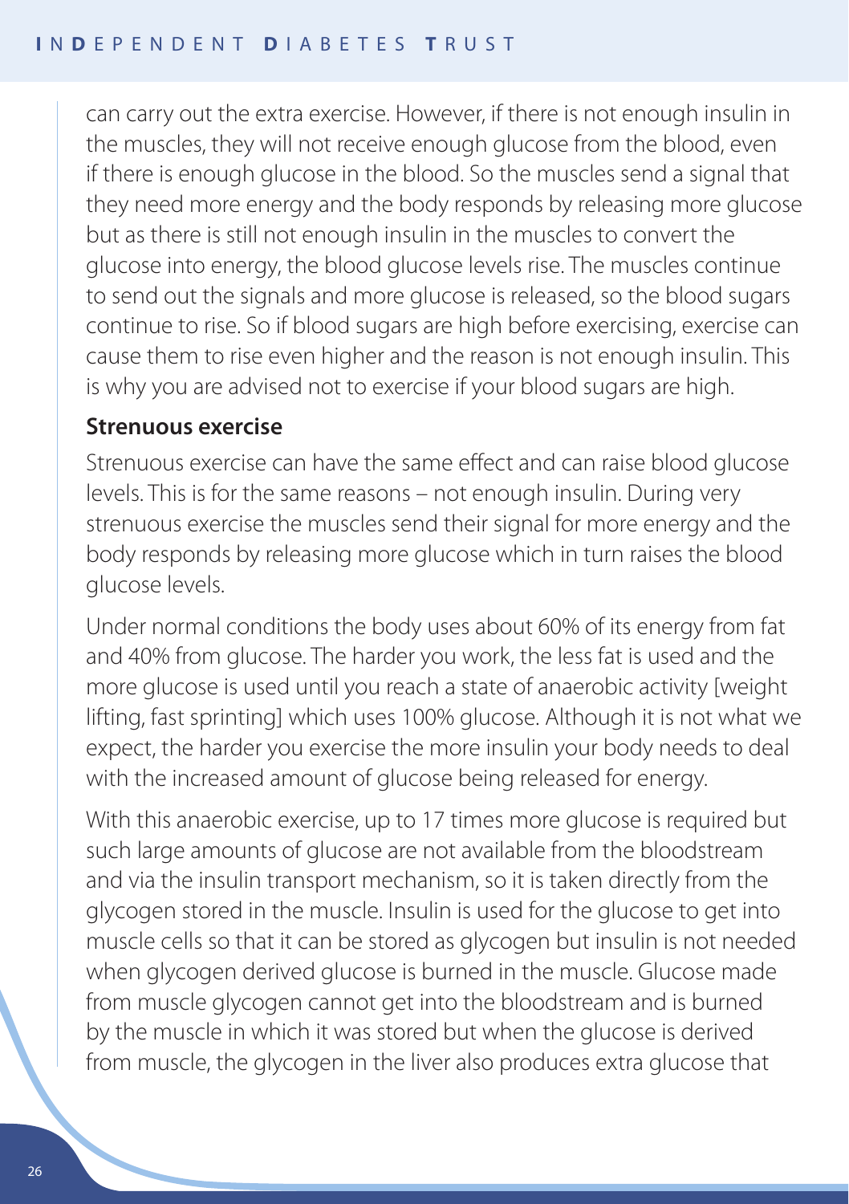can carry out the extra exercise. However, if there is not enough insulin in the muscles, they will not receive enough glucose from the blood, even if there is enough glucose in the blood. So the muscles send a signal that they need more energy and the body responds by releasing more glucose but as there is still not enough insulin in the muscles to convert the glucose into energy, the blood glucose levels rise. The muscles continue to send out the signals and more glucose is released, so the blood sugars continue to rise. So if blood sugars are high before exercising, exercise can cause them to rise even higher and the reason is not enough insulin. This is why you are advised not to exercise if your blood sugars are high.

### Strenuous exercise

Strenuous exercise can have the same effect and can raise blood glucose levels. This is for the same reasons – not enough insulin. During very strenuous exercise the muscles send their signal for more energy and the body responds by releasing more glucose which in turn raises the blood glucose levels.

Under normal conditions the body uses about 60% of its energy from fat and 40% from glucose. The harder you work, the less fat is used and the more glucose is used until you reach a state of anaerobic activity [weight lifting, fast sprinting] which uses 100% glucose. Although it is not what we expect, the harder you exercise the more insulin your body needs to deal with the increased amount of glucose being released for energy.

With this anaerobic exercise, up to 17 times more glucose is required but such large amounts of glucose are not available from the bloodstream and via the insulin transport mechanism, so it is taken directly from the glycogen stored in the muscle. Insulin is used for the glucose to get into muscle cells so that it can be stored as glycogen but insulin is not needed when glycogen derived glucose is burned in the muscle. Glucose made from muscle glycogen cannot get into the bloodstream and is burned by the muscle in which it was stored but when the glucose is derived from muscle, the glycogen in the liver also produces extra glucose that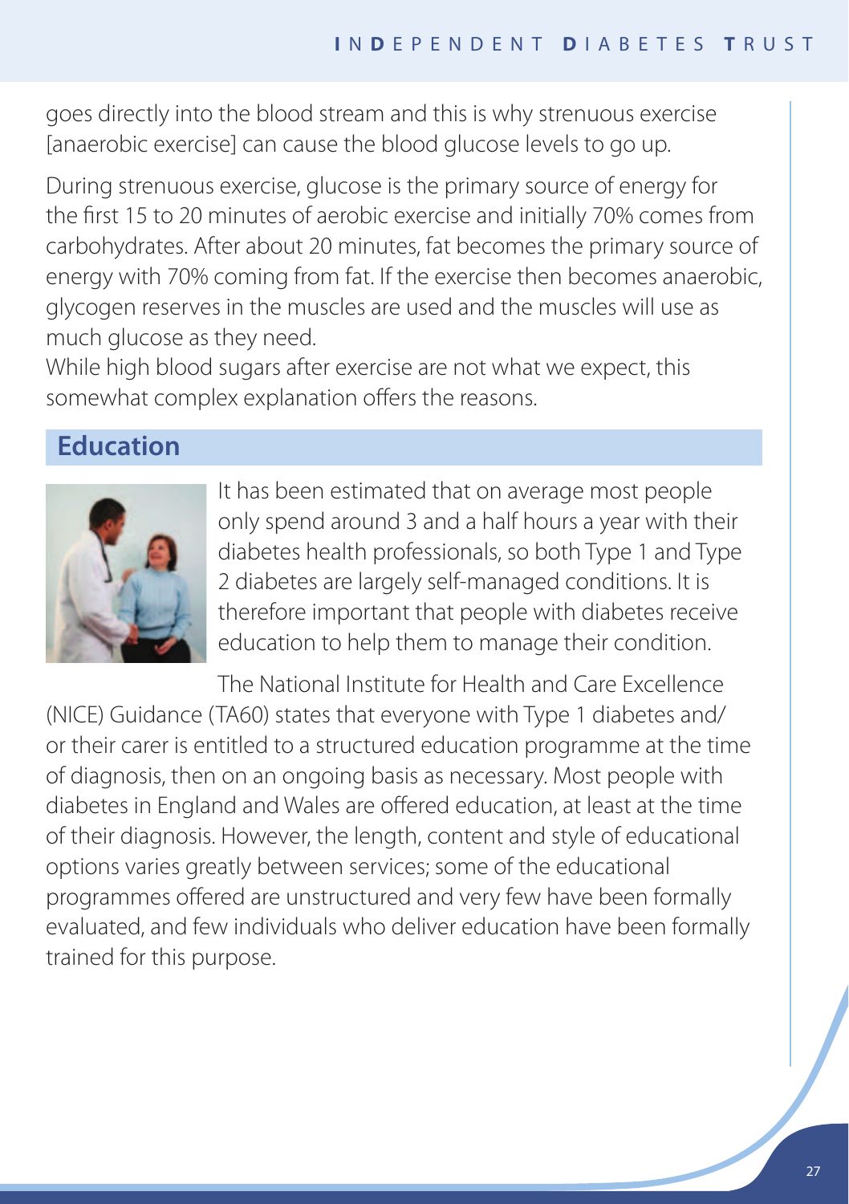goes directly into the blood stream and this is why strenuous exercise [anaerobic exercise] can cause the blood glucose levels to go up.

During strenuous exercise, glucose is the primary source of energy for the first 15 to 20 minutes of aerobic exercise and initially 70% comes from carbohydrates. After about 20 minutes, fat becomes the primary source of energy with 70% coming from fat. If the exercise then becomes anaerobic, glycogen reserves in the muscles are used and the muscles will use as much glucose as they need.

While high blood sugars after exercise are not what we expect, this somewhat complex explanation offers the reasons.

## Education

It has been estimated that on average most people only spend around 3 and a half hours a year with their diabetes health professionals, so both Type 1 and Type 2 diabetes are largely self-managed conditions. It is therefore important that people with diabetes receive education to help them to manage their condition.

The National Institute for Health and Care Excellence (NICE) Guidance (TA60) states that everyone with Type 1 diabetes and/or their carer is entitled to a structured education programme at the time of diagnosis, then on an ongoing basis as necessary. Most people with diabetes in England and Wales are offered education, at least at the time of their diagnosis. However, the length, content and style of educational options varies greatly between services; some of the educational programmes offered are unstructured and very few have been formally evaluated, and few individuals who deliver education have been formally trained for this purpose.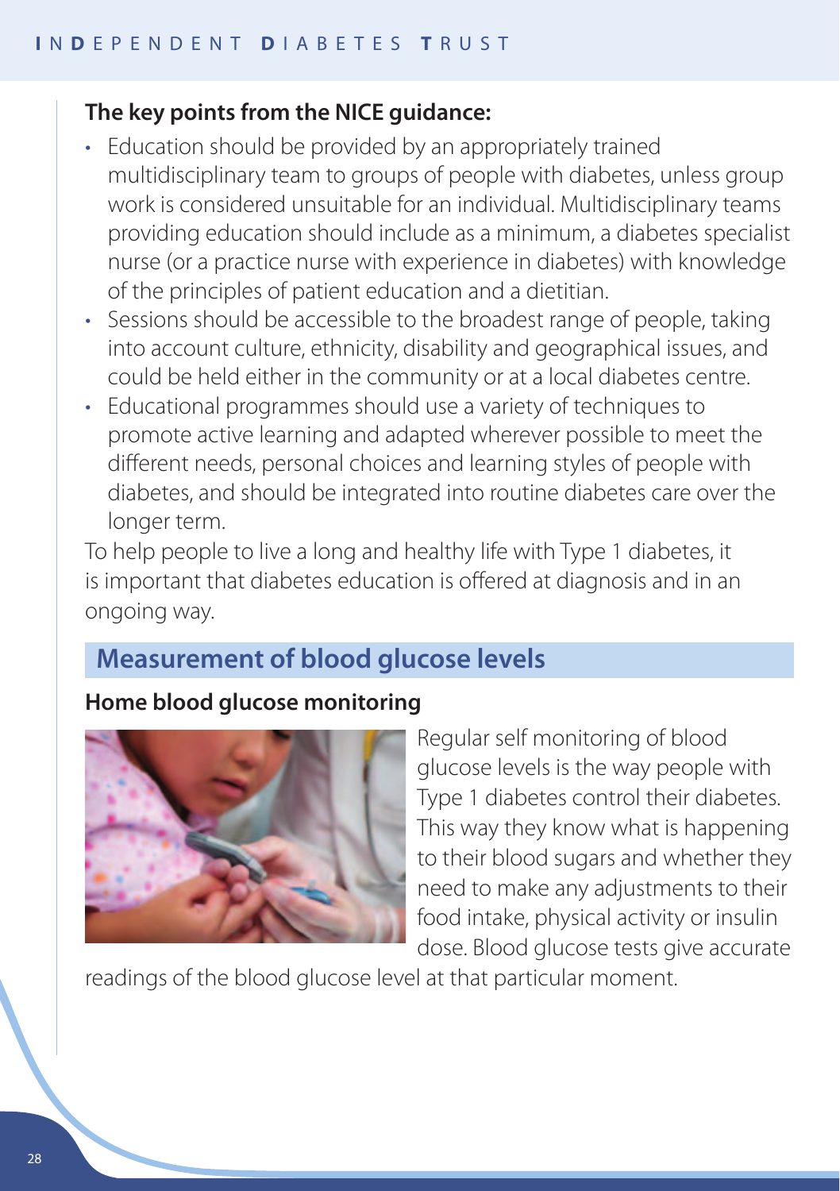**The key points from the NICE guidance:**

- Education should be provided by an appropriately trained multidisciplinary team to groups of people with diabetes, unless group work is considered unsuitable for an individual. Multidisciplinary teams providing education should include as a minimum, a diabetes specialist nurse (or a practice nurse with experience in diabetes) with knowledge of the principles of patient education and a dietitian.
- Sessions should be accessible to the broadest range of people, taking into account culture, ethnicity, disability and geographical issues, and could be held either in the community or at a local diabetes centre.
- Educational programmes should use a variety of techniques to promote active learning and adapted wherever possible to meet the different needs, personal choices and learning styles of people with diabetes, and should be integrated into routine diabetes care over the longer term.

To help people to live a long and healthy life with Type 1 diabetes, it is important that diabetes education is offered at diagnosis and in an ongoing way.

## Measurement of blood glucose levels

### Home blood glucose monitoring

Regular self monitoring of blood glucose levels is the way people with Type 1 diabetes control their diabetes. This way they know what is happening to their blood sugars and whether they need to make any adjustments to their food intake, physical activity or insulin dose. Blood glucose tests give accurate readings of the blood glucose level at that particular moment.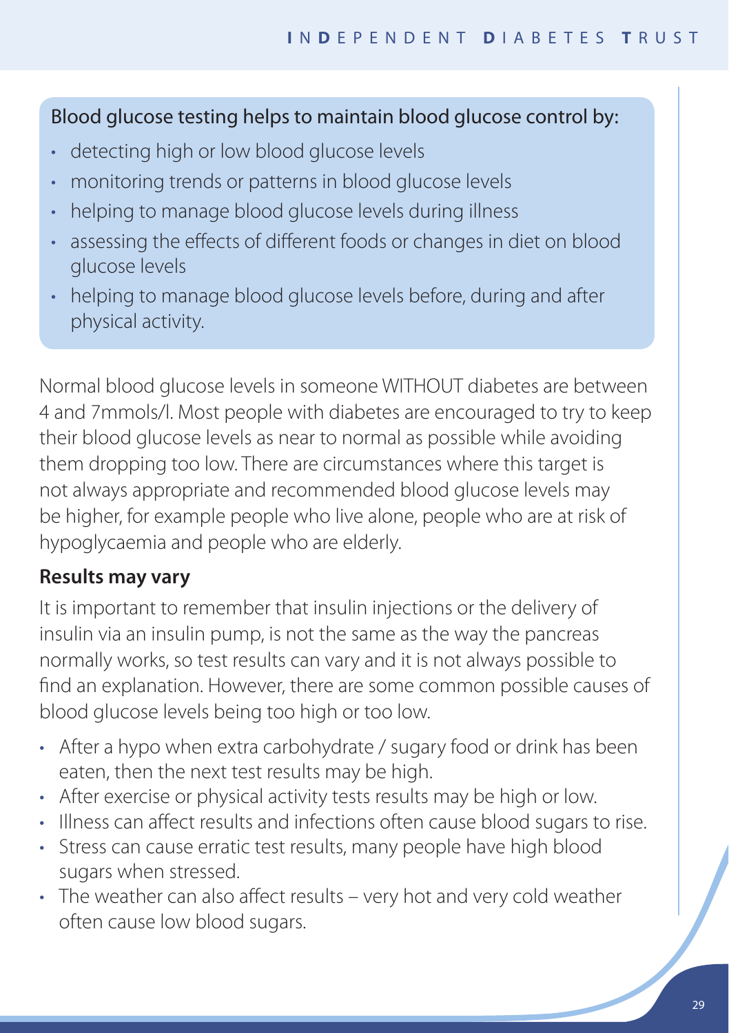Blood glucose testing helps to maintain blood glucose control by:

- detecting high or low blood glucose levels
- monitoring trends or patterns in blood glucose levels
- helping to manage blood glucose levels during illness
- assessing the effects of different foods or changes in diet on blood glucose levels
- helping to manage blood glucose levels before, during and after physical activity.

Normal blood glucose levels in someone WITHOUT diabetes are between 4 and 7mmols/l. Most people with diabetes are encouraged to try to keep their blood glucose levels as near to normal as possible while avoiding them dropping too low. There are circumstances where this target is not always appropriate and recommended blood glucose levels may be higher, for example people who live alone, people who are at risk of hypoglycaemia and people who are elderly.

**Results may vary**

It is important to remember that insulin injections or the delivery of insulin via an insulin pump, is not the same as the way the pancreas normally works, so test results can vary and it is not always possible to find an explanation. However, there are some common possible causes of blood glucose levels being too high or too low.

- After a hypo when extra carbohydrate / sugary food or drink has been eaten, then the next test results may be high.
- After exercise or physical activity tests results may be high or low.
- Illness can affect results and infections often cause blood sugars to rise.
- Stress can cause erratic test results, many people have high blood sugars when stressed.
- The weather can also affect results – very hot and very cold weather often cause low blood sugars.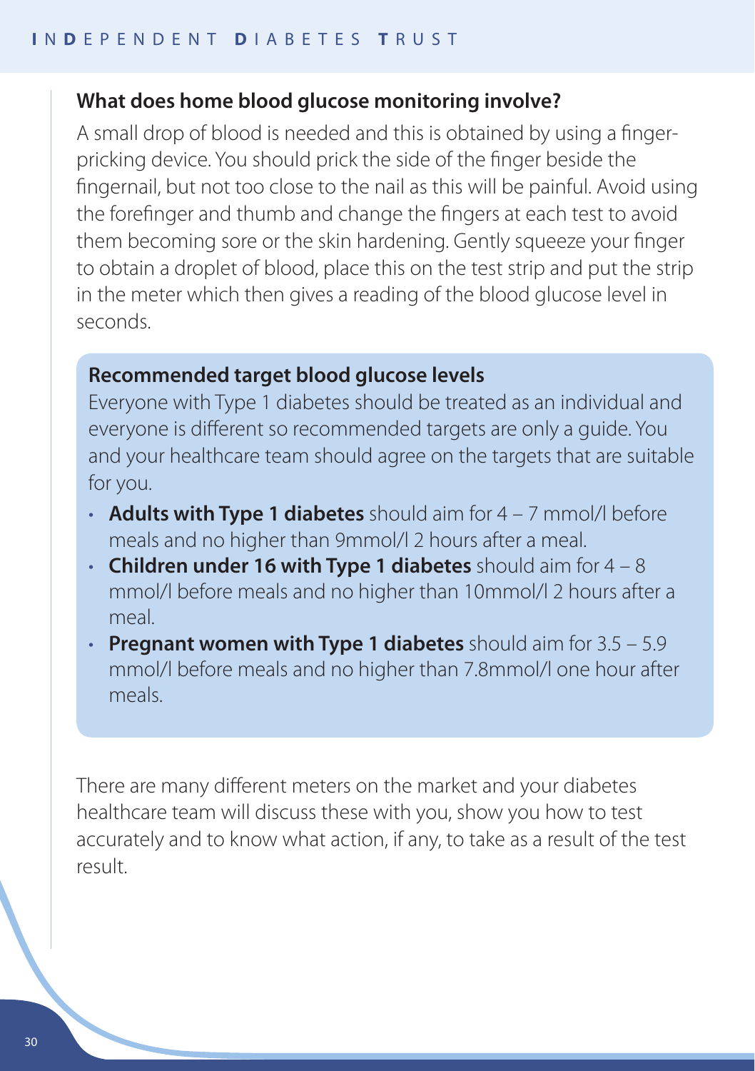## What does home blood glucose monitoring involve?

A small drop of blood is needed and this is obtained by using a finger-pricking device. You should prick the side of the finger beside the fingernail, but not too close to the nail as this will be painful. Avoid using the forefinger and thumb and change the fingers at each test to avoid them becoming sore or the skin hardening. Gently squeeze your finger to obtain a droplet of blood, place this on the test strip and put the strip in the meter which then gives a reading of the blood glucose level in seconds.

### Recommended target blood glucose levels

Everyone with Type 1 diabetes should be treated as an individual and everyone is different so recommended targets are only a guide. You and your healthcare team should agree on the targets that are suitable for you.

- **Adults with Type 1 diabetes** should aim for 4 – 7 mmol/l before meals and no higher than 9mmol/l 2 hours after a meal.
- **Children under 16 with Type 1 diabetes** should aim for 4 – 8 mmol/l before meals and no higher than 10mmol/l 2 hours after a meal.
- **Pregnant women with Type 1 diabetes** should aim for 3.5 – 5.9 mmol/l before meals and no higher than 7.8mmol/l one hour after meals.

There are many different meters on the market and your diabetes healthcare team will discuss these with you, show you how to test accurately and to know what action, if any, to take as a result of the test result.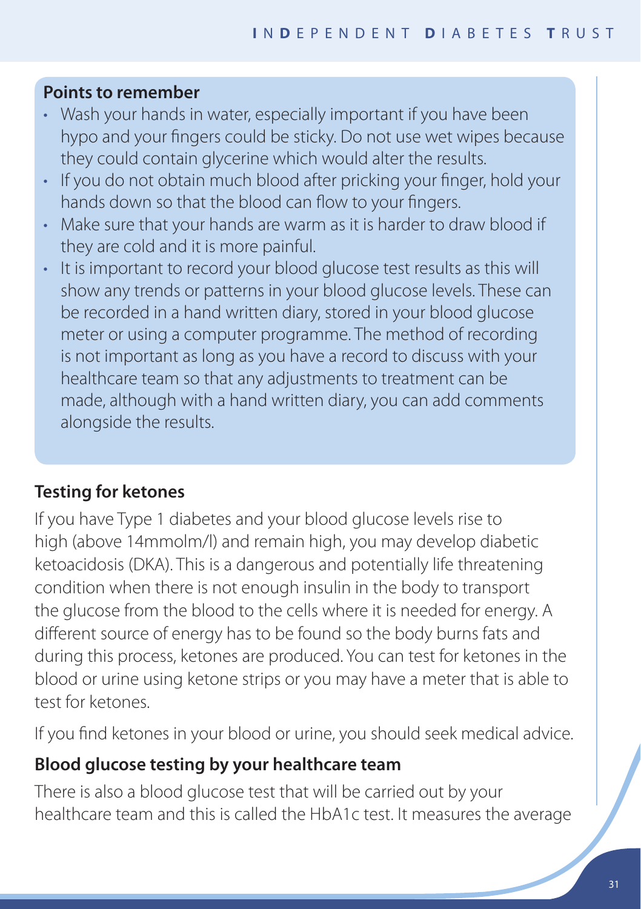**Points to remember**

- Wash your hands in water, especially important if you have been hypo and your fingers could be sticky. Do not use wet wipes because they could contain glycerine which would alter the results.
- If you do not obtain much blood after pricking your finger, hold your hands down so that the blood can flow to your fingers.
- Make sure that your hands are warm as it is harder to draw blood if they are cold and it is more painful.
- It is important to record your blood glucose test results as this will show any trends or patterns in your blood glucose levels. These can be recorded in a hand written diary, stored in your blood glucose meter or using a computer programme. The method of recording is not important as long as you have a record to discuss with your healthcare team so that any adjustments to treatment can be made, although with a hand written diary, you can add comments alongside the results.

### Testing for ketones

If you have Type 1 diabetes and your blood glucose levels rise to high (above 14mmolm/l) and remain high, you may develop diabetic ketoacidosis (DKA). This is a dangerous and potentially life threatening condition when there is not enough insulin in the body to transport the glucose from the blood to the cells where it is needed for energy. A different source of energy has to be found so the body burns fats and during this process, ketones are produced. You can test for ketones in the blood or urine using ketone strips or you may have a meter that is able to test for ketones.

If you find ketones in your blood or urine, you should seek medical advice.

### Blood glucose testing by your healthcare team

There is also a blood glucose test that will be carried out by your healthcare team and this is called the HbA1c test. It measures the average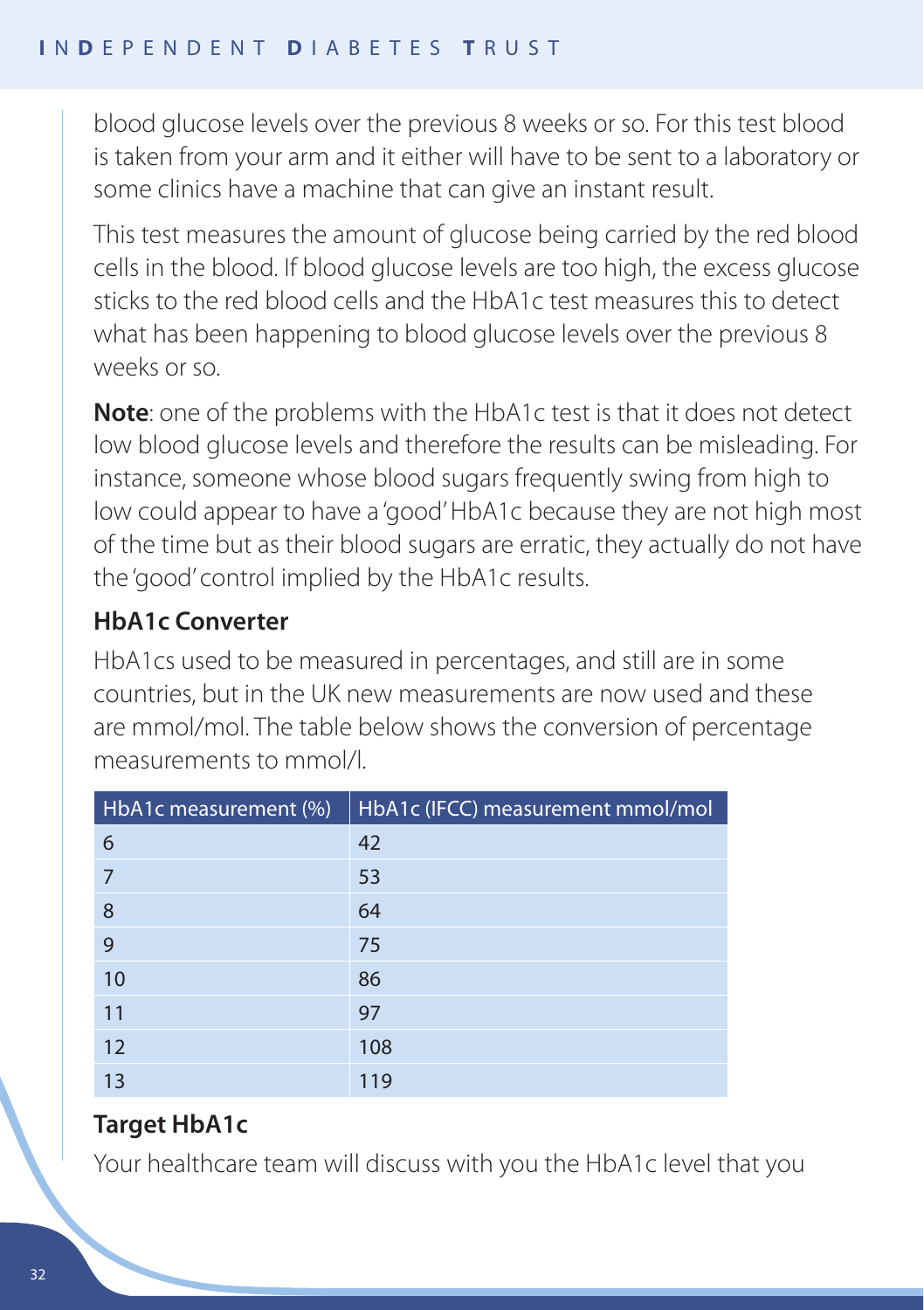blood glucose levels over the previous 8 weeks or so. For this test blood is taken from your arm and it either will have to be sent to a laboratory or some clinics have a machine that can give an instant result.

This test measures the amount of glucose being carried by the red blood cells in the blood. If blood glucose levels are too high, the excess glucose sticks to the red blood cells and the HbA1c test measures this to detect what has been happening to blood glucose levels over the previous 8 weeks or so.

**Note**: one of the problems with the HbA1c test is that it does not detect low blood glucose levels and therefore the results can be misleading. For instance, someone whose blood sugars frequently swing from high to low could appear to have a 'good' HbA1c because they are not high most of the time but as their blood sugars are erratic, they actually do not have the 'good' control implied by the HbA1c results.

### HbA1c Converter

HbA1cs used to be measured in percentages, and still are in some countries, but in the UK new measurements are now used and these are mmol/mol. The table below shows the conversion of percentage measurements to mmol/l.

| HbA1c measurement (%) | HbA1c (IFCC) measurement mmol/mol |
|---|---|
| 6 | 42 |
| 7 | 53 |
| 8 | 64 |
| 9 | 75 |
| 10 | 86 |
| 11 | 97 |
| 12 | 108 |
| 13 | 119 |

### Target HbA1c

Your healthcare team will discuss with you the HbA1c level that you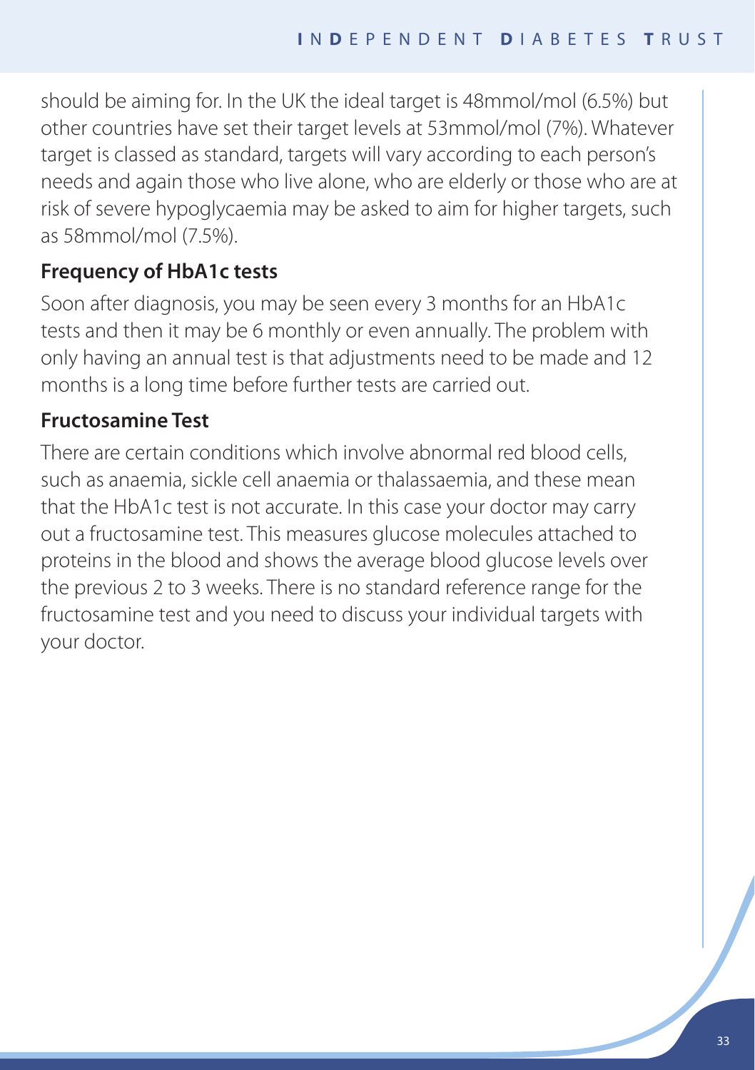should be aiming for. In the UK the ideal target is 48mmol/mol (6.5%) but other countries have set their target levels at 53mmol/mol (7%). Whatever target is classed as standard, targets will vary according to each person's needs and again those who live alone, who are elderly or those who are at risk of severe hypoglycaemia may be asked to aim for higher targets, such as 58mmol/mol (7.5%).

### Frequency of HbA1c tests

Soon after diagnosis, you may be seen every 3 months for an HbA1c tests and then it may be 6 monthly or even annually. The problem with only having an annual test is that adjustments need to be made and 12 months is a long time before further tests are carried out.

### Fructosamine Test

There are certain conditions which involve abnormal red blood cells, such as anaemia, sickle cell anaemia or thalassaemia, and these mean that the HbA1c test is not accurate. In this case your doctor may carry out a fructosamine test. This measures glucose molecules attached to proteins in the blood and shows the average blood glucose levels over the previous 2 to 3 weeks. There is no standard reference range for the fructosamine test and you need to discuss your individual targets with your doctor.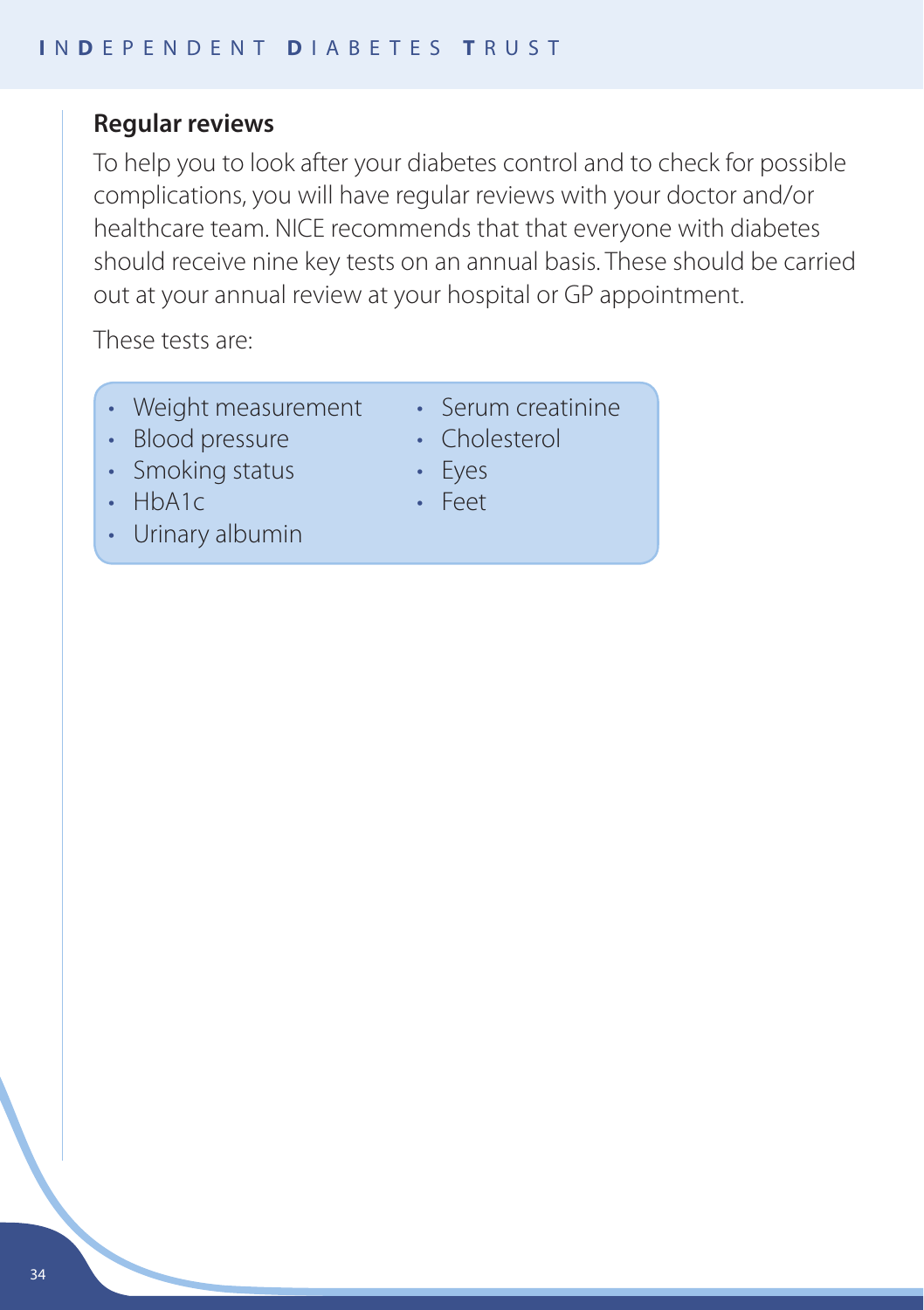## Regular reviews

To help you to look after your diabetes control and to check for possible complications, you will have regular reviews with your doctor and/or healthcare team. NICE recommends that that everyone with diabetes should receive nine key tests on an annual basis. These should be carried out at your annual review at your hospital or GP appointment.

These tests are:

- Weight measurement
- Blood pressure
- Smoking status
- HbA1c
- Urinary albumin
- Serum creatinine
- Cholesterol
- Eyes
- Feet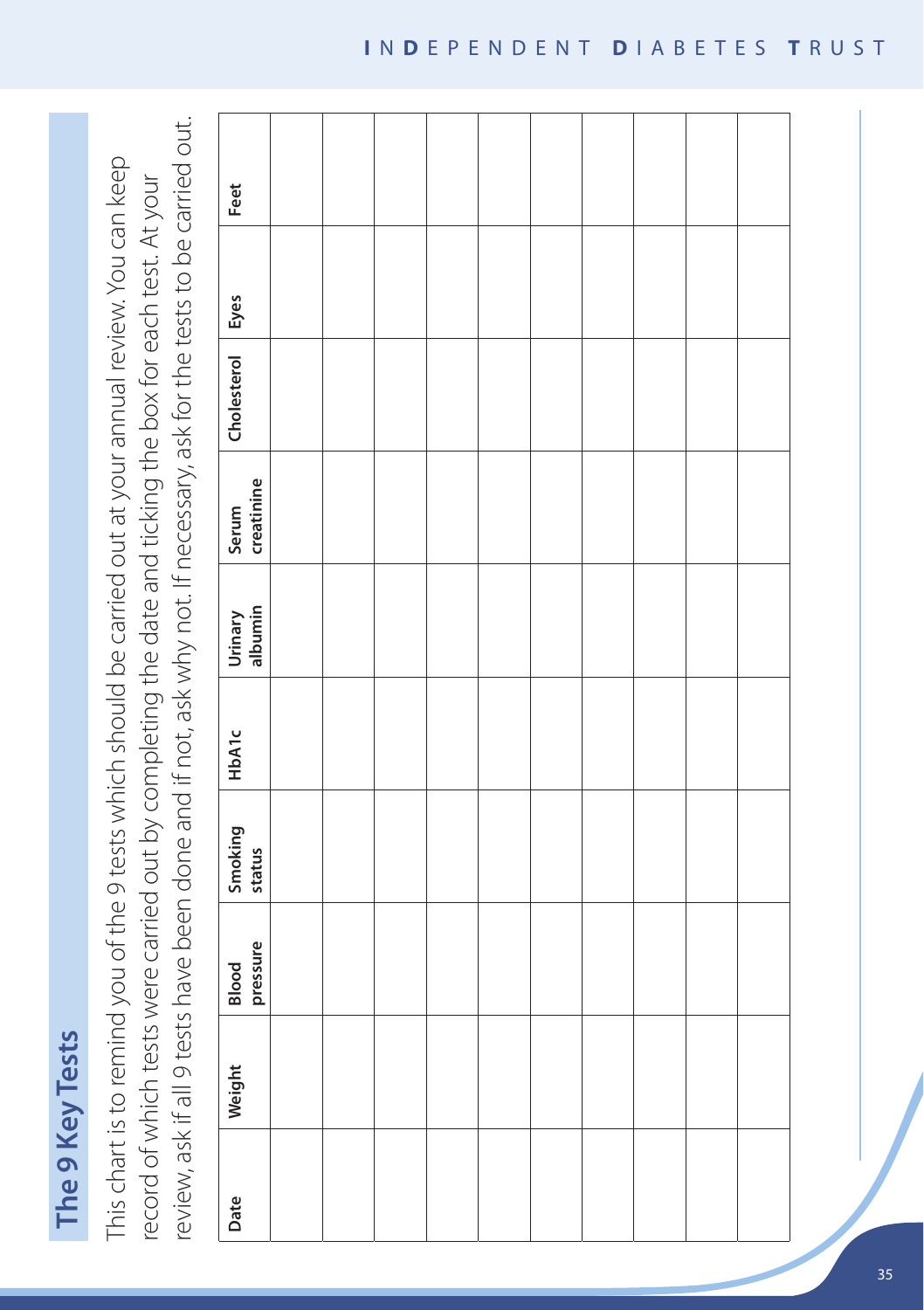## The 9 Key Tests

This chart is to remind you of the 9 tests which should be carried out at your annual review. You can keep record of which tests were carried out by completing the date and ticking the box for each test. At your review, ask if all 9 tests have been done and if not, ask why not. If necessary, ask for the tests to be carried out.

| Date | Weight | Blood pressure | Smoking status | HbA1c | Urinary albumin | Serum creatinine | Cholesterol | Eyes | Feet |
|---|---|---|---|---|---|---|---|---|---|
| | | | | | | | | | |
| | | | | | | | | | |
| | | | | | | | | | |
| | | | | | | | | | |
| | | | | | | | | | |
| | | | | | | | | | |
| | | | | | | | | | |
| | | | | | | | | | |
| | | | | | | | | | |
| | | | | | | | | | |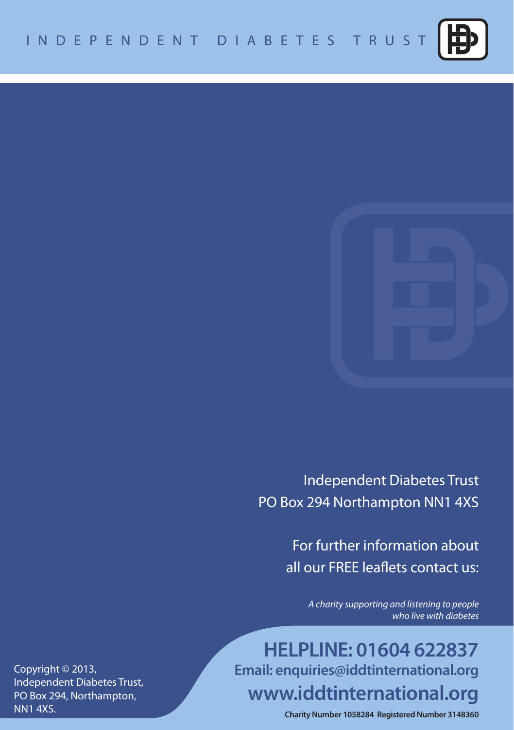INDEPENDENT DIABETES TRUST

Independent Diabetes Trust
PO Box 294 Northampton NN1 4XS

For further information about
all our FREE leaflets contact us:

*A charity supporting and listening to people who live with diabetes*

**HELPLINE: 01604 622837**

**Email: enquiries@iddtinternational.org**

**www.iddtinternational.org**

**Charity Number 1058284 Registered Number 3148360**

Copyright © 2013,
Independent Diabetes Trust,
PO Box 294, Northampton,
NN1 4XS.